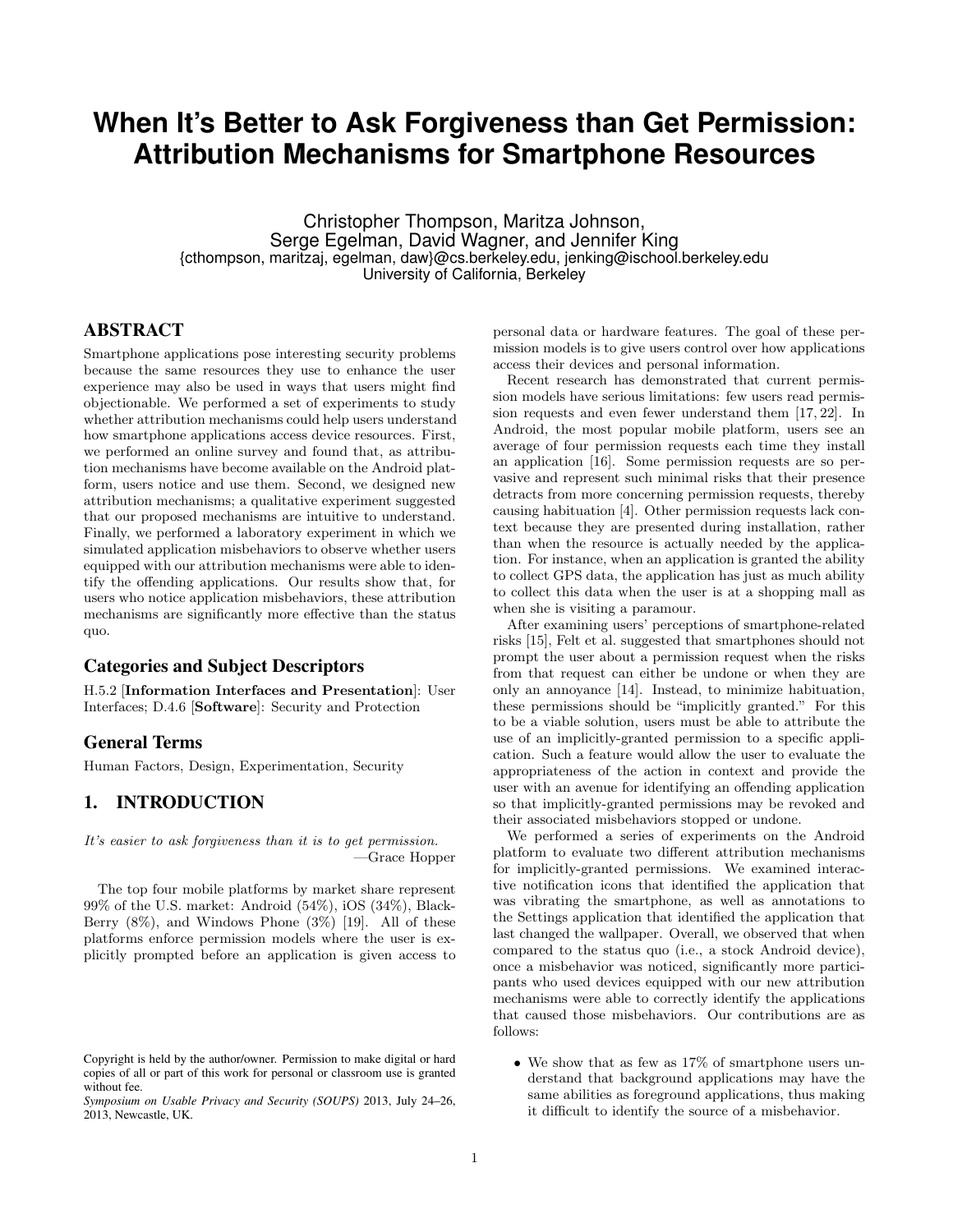# When It's Better to Ask Forgiveness than Get Permission: Attribution Mechanisms for Smartphone Resources

Christopher Thompson, Maritza Johnson, Serge Egelman, David Wagner, and Jennifer King
{cthompson, maritzaj, egelman, daw}@cs.berkeley.edu, jenking@ischool.berkeley.edu
University of California, Berkeley

## ABSTRACT

Smartphone applications pose interesting security problems because the same resources they use to enhance the user experience may also be used in ways that users might find objectionable. We performed a set of experiments to study whether attribution mechanisms could help users understand how smartphone applications access device resources. First, we performed an online survey and found that, as attribution mechanisms have become available on the Android platform, users notice and use them. Second, we designed new attribution mechanisms; a qualitative experiment suggested that our proposed mechanisms are intuitive to understand. Finally, we performed a laboratory experiment in which we simulated application misbehaviors to observe whether users equipped with our attribution mechanisms were able to identify the offending applications. Our results show that, for users who notice application misbehaviors, these attribution mechanisms are significantly more effective than the status quo.

### Categories and Subject Descriptors

H.5.2 [**Information Interfaces and Presentation**]: User Interfaces; D.4.6 [**Software**]: Security and Protection

### General Terms

Human Factors, Design, Experimentation, Security

## 1. INTRODUCTION

*It's easier to ask forgiveness than it is to get permission.*
—Grace Hopper

The top four mobile platforms by market share represent 99% of the U.S. market: Android (54%), iOS (34%), BlackBerry (8%), and Windows Phone (3%) [19]. All of these platforms enforce permission models where the user is explicitly prompted before an application is given access to personal data or hardware features. The goal of these permission models is to give users control over how applications access their devices and personal information.

Recent research has demonstrated that current permission models have serious limitations: few users read permission requests and even fewer understand them [17, 22]. In Android, the most popular mobile platform, users see an average of four permission requests each time they install an application [16]. Some permission requests are so pervasive and represent such minimal risks that their presence detracts from more concerning permission requests, thereby causing habituation [4]. Other permission requests lack context because they are presented during installation, rather than when the resource is actually needed by the application. For instance, when an application is granted the ability to collect GPS data, the application has just as much ability to collect this data when the user is at a shopping mall as when she is visiting a paramour.

After examining users' perceptions of smartphone-related risks [15], Felt et al. suggested that smartphones should not prompt the user about a permission request when the risks from that request can either be undone or when they are only an annoyance [14]. Instead, to minimize habituation, these permissions should be "implicitly granted." For this to be a viable solution, users must be able to attribute the use of an implicitly-granted permission to a specific application. Such a feature would allow the user to evaluate the appropriateness of the action in context and provide the user with an avenue for identifying an offending application so that implicitly-granted permissions may be revoked and their associated misbehaviors stopped or undone.

We performed a series of experiments on the Android platform to evaluate two different attribution mechanisms for implicitly-granted permissions. We examined interactive notification icons that identified the application that was vibrating the smartphone, as well as annotations to the Settings application that identified the application that last changed the wallpaper. Overall, we observed that when compared to the status quo (i.e., a stock Android device), once a misbehavior was noticed, significantly more participants who used devices equipped with our new attribution mechanisms were able to correctly identify the applications that caused those misbehaviors. Our contributions are as follows:

- We show that as few as 17% of smartphone users understand that background applications may have the same abilities as foreground applications, thus making it difficult to identify the source of a misbehavior.

Copyright is held by the author/owner. Permission to make digital or hard copies of all or part of this work for personal or classroom use is granted without fee.
*Symposium on Usable Privacy and Security (SOUPS)* 2013, July 24–26, 2013, Newcastle, UK.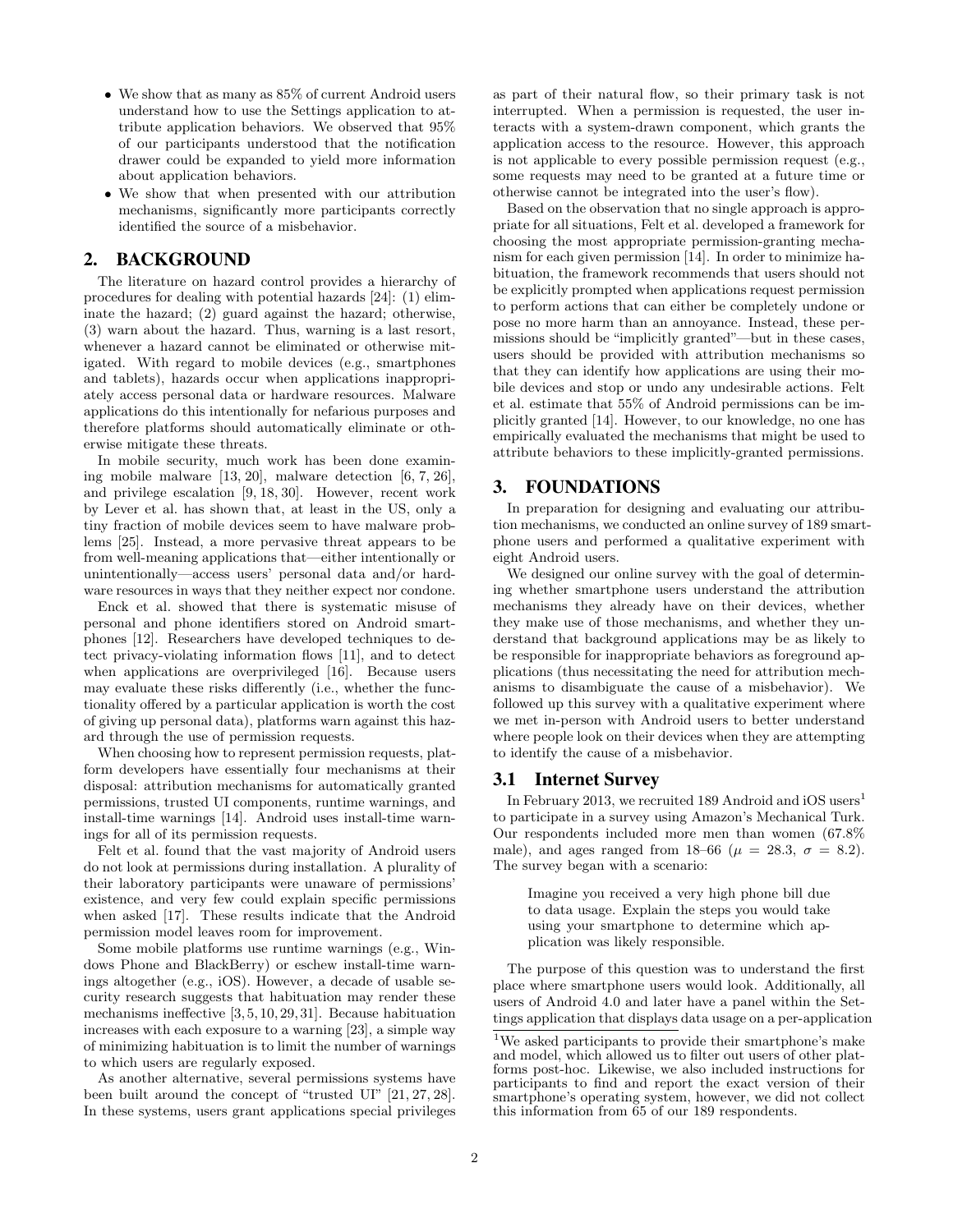- We show that as many as 85% of current Android users understand how to use the Settings application to attribute application behaviors. We observed that 95% of our participants understood that the notification drawer could be expanded to yield more information about application behaviors.
- We show that when presented with our attribution mechanisms, significantly more participants correctly identified the source of a misbehavior.

## 2. BACKGROUND

The literature on hazard control provides a hierarchy of procedures for dealing with potential hazards [24]: (1) eliminate the hazard; (2) guard against the hazard; otherwise, (3) warn about the hazard. Thus, warning is a last resort, whenever a hazard cannot be eliminated or otherwise mitigated. With regard to mobile devices (e.g., smartphones and tablets), hazards occur when applications inappropriately access personal data or hardware resources. Malware applications do this intentionally for nefarious purposes and therefore platforms should automatically eliminate or otherwise mitigate these threats.

In mobile security, much work has been done examining mobile malware [13, 20], malware detection [6, 7, 26], and privilege escalation [9, 18, 30]. However, recent work by Lever et al. has shown that, at least in the US, only a tiny fraction of mobile devices seem to have malware problems [25]. Instead, a more pervasive threat appears to be from well-meaning applications that—either intentionally or unintentionally—access users' personal data and/or hardware resources in ways that they neither expect nor condone.

Enck et al. showed that there is systematic misuse of personal and phone identifiers stored on Android smartphones [12]. Researchers have developed techniques to detect privacy-violating information flows [11], and to detect when applications are overprivileged [16]. Because users may evaluate these risks differently (i.e., whether the functionality offered by a particular application is worth the cost of giving up personal data), platforms warn against this hazard through the use of permission requests.

When choosing how to represent permission requests, platform developers have essentially four mechanisms at their disposal: attribution mechanisms for automatically granted permissions, trusted UI components, runtime warnings, and install-time warnings [14]. Android uses install-time warnings for all of its permission requests.

Felt et al. found that the vast majority of Android users do not look at permissions during installation. A plurality of their laboratory participants were unaware of permissions' existence, and very few could explain specific permissions when asked [17]. These results indicate that the Android permission model leaves room for improvement.

Some mobile platforms use runtime warnings (e.g., Windows Phone and BlackBerry) or eschew install-time warnings altogether (e.g., iOS). However, a decade of usable security research suggests that habituation may render these mechanisms ineffective [3, 5, 10, 29, 31]. Because habituation increases with each exposure to a warning [23], a simple way of minimizing habituation is to limit the number of warnings to which users are regularly exposed.

As another alternative, several permissions systems have been built around the concept of "trusted UI" [21, 27, 28]. In these systems, users grant applications special privileges as part of their natural flow, so their primary task is not interrupted. When a permission is requested, the user interacts with a system-drawn component, which grants the application access to the resource. However, this approach is not applicable to every possible permission request (e.g., some requests may need to be granted at a future time or otherwise cannot be integrated into the user's flow).

Based on the observation that no single approach is appropriate for all situations, Felt et al. developed a framework for choosing the most appropriate permission-granting mechanism for each given permission [14]. In order to minimize habituation, the framework recommends that users should not be explicitly prompted when applications request permission to perform actions that can either be completely undone or pose no more harm than an annoyance. Instead, these permissions should be "implicitly granted"—but in these cases, users should be provided with attribution mechanisms so that they can identify how applications are using their mobile devices and stop or undo any undesirable actions. Felt et al. estimate that 55% of Android permissions can be implicitly granted [14]. However, to our knowledge, no one has empirically evaluated the mechanisms that might be used to attribute behaviors to these implicitly-granted permissions.

## 3. FOUNDATIONS

In preparation for designing and evaluating our attribution mechanisms, we conducted an online survey of 189 smartphone users and performed a qualitative experiment with eight Android users.

We designed our online survey with the goal of determining whether smartphone users understand the attribution mechanisms they already have on their devices, whether they make use of those mechanisms, and whether they understand that background applications may be as likely to be responsible for inappropriate behaviors as foreground applications (thus necessitating the need for attribution mechanisms to disambiguate the cause of a misbehavior). We followed up this survey with a qualitative experiment where we met in-person with Android users to better understand where people look on their devices when they are attempting to identify the cause of a misbehavior.

### 3.1 Internet Survey

In February 2013, we recruited 189 Android and iOS users[1] to participate in a survey using Amazon's Mechanical Turk. Our respondents included more men than women (67.8% male), and ages ranged from 18–66 ($\mu = 28.3$, $\sigma = 8.2$). The survey began with a scenario:

> Imagine you received a very high phone bill due to data usage. Explain the steps you would take using your smartphone to determine which application was likely responsible.

The purpose of this question was to understand the first place where smartphone users would look. Additionally, all users of Android 4.0 and later have a panel within the Settings application that displays data usage on a per-application

[1]We asked participants to provide their smartphone's make and model, which allowed us to filter out users of other platforms post-hoc. Likewise, we also included instructions for participants to find and report the exact version of their smartphone's operating system, however, we did not collect this information from 65 of our 189 respondents.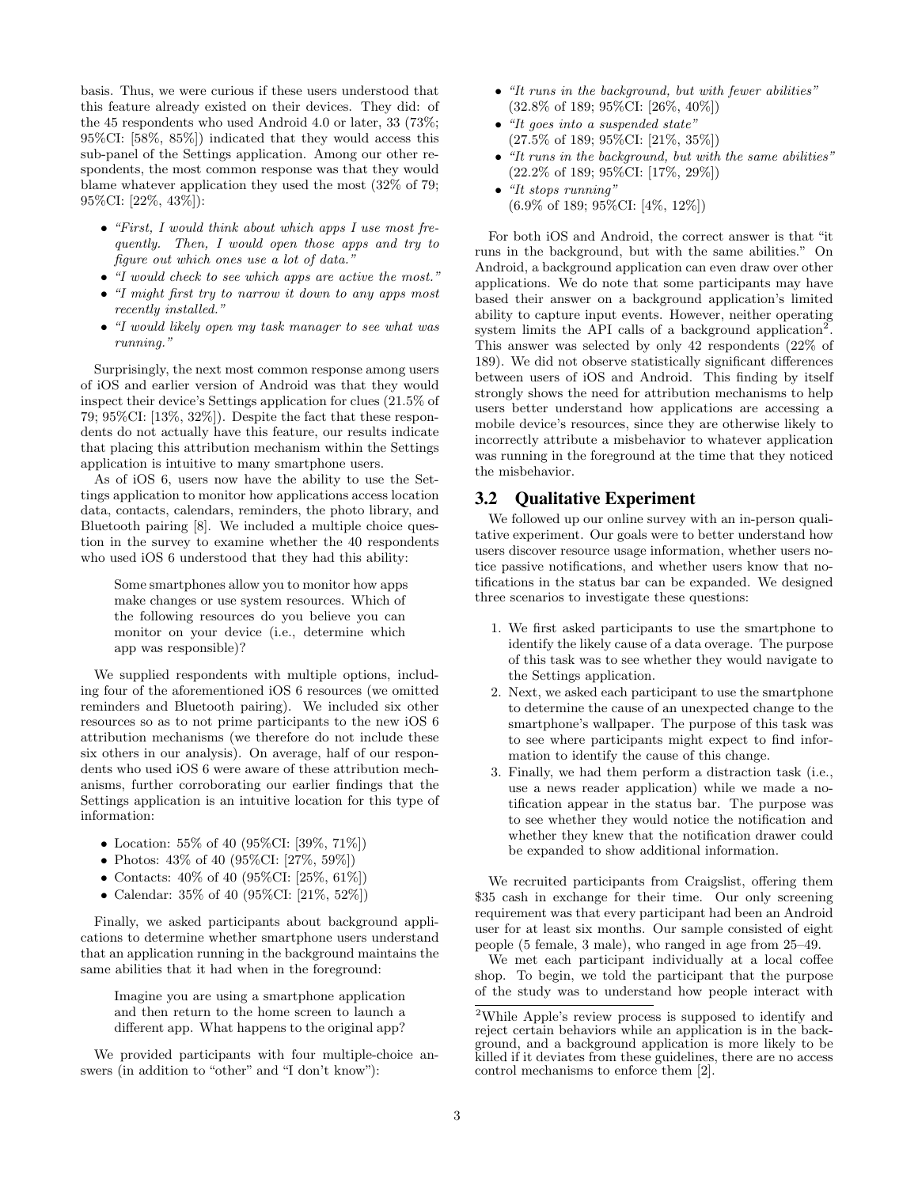basis. Thus, we were curious if these users understood that this feature already existed on their devices. They did: of the 45 respondents who used Android 4.0 or later, 33 (73%; 95%CI: [58%, 85%]) indicated that they would access this sub-panel of the Settings application. Among our other respondents, the most common response was that they would blame whatever application they used the most (32% of 79; 95%CI: [22%, 43%]):

- *"First, I would think about which apps I use most frequently. Then, I would open those apps and try to figure out which ones use a lot of data."*
- *"I would check to see which apps are active the most."*
- *"I might first try to narrow it down to any apps most recently installed."*
- *"I would likely open my task manager to see what was running."*

Surprisingly, the next most common response among users of iOS and earlier version of Android was that they would inspect their device's Settings application for clues (21.5% of 79; 95%CI: [13%, 32%]). Despite the fact that these respondents do not actually have this feature, our results indicate that placing this attribution mechanism within the Settings application is intuitive to many smartphone users.

As of iOS 6, users now have the ability to use the Settings application to monitor how applications access location data, contacts, calendars, reminders, the photo library, and Bluetooth pairing [8]. We included a multiple choice question in the survey to examine whether the 40 respondents who used iOS 6 understood that they had this ability:

> Some smartphones allow you to monitor how apps make changes or use system resources. Which of the following resources do you believe you can monitor on your device (i.e., determine which app was responsible)?

We supplied respondents with multiple options, including four of the aforementioned iOS 6 resources (we omitted reminders and Bluetooth pairing). We included six other resources so as to not prime participants to the new iOS 6 attribution mechanisms (we therefore do not include these six others in our analysis). On average, half of our respondents who used iOS 6 were aware of these attribution mechanisms, further corroborating our earlier findings that the Settings application is an intuitive location for this type of information:

- Location: 55% of 40 (95%CI: [39%, 71%])
- Photos: 43% of 40 (95%CI: [27%, 59%])
- Contacts: 40% of 40 (95%CI: [25%, 61%])
- Calendar: 35% of 40 (95%CI: [21%, 52%])

Finally, we asked participants about background applications to determine whether smartphone users understand that an application running in the background maintains the same abilities that it had when in the foreground:

> Imagine you are using a smartphone application and then return to the home screen to launch a different app. What happens to the original app?

We provided participants with four multiple-choice answers (in addition to "other" and "I don't know"):

- *"It runs in the background, but with fewer abilities"* (32.8% of 189; 95%CI: [26%, 40%])
- *"It goes into a suspended state"* (27.5% of 189; 95%CI: [21%, 35%])
- *"It runs in the background, but with the same abilities"* (22.2% of 189; 95%CI: [17%, 29%])
- *"It stops running"* (6.9% of 189; 95%CI: [4%, 12%])

For both iOS and Android, the correct answer is that "it runs in the background, but with the same abilities." On Android, a background application can even draw over other applications. We do note that some participants may have based their answer on a background application's limited ability to capture input events. However, neither operating system limits the API calls of a background application[2]. This answer was selected by only 42 respondents (22% of 189). We did not observe statistically significant differences between users of iOS and Android. This finding by itself strongly shows the need for attribution mechanisms to help users better understand how applications are accessing a mobile device's resources, since they are otherwise likely to incorrectly attribute a misbehavior to whatever application was running in the foreground at the time that they noticed the misbehavior.

### 3.2 Qualitative Experiment

We followed up our online survey with an in-person qualitative experiment. Our goals were to better understand how users discover resource usage information, whether users notice passive notifications, and whether users know that notifications in the status bar can be expanded. We designed three scenarios to investigate these questions:

1. We first asked participants to use the smartphone to identify the likely cause of a data overage. The purpose of this task was to see whether they would navigate to the Settings application.
2. Next, we asked each participant to use the smartphone to determine the cause of an unexpected change to the smartphone's wallpaper. The purpose of this task was to see where participants might expect to find information to identify the cause of this change.
3. Finally, we had them perform a distraction task (i.e., use a news reader application) while we made a notification appear in the status bar. The purpose was to see whether they would notice the notification and whether they knew that the notification drawer could be expanded to show additional information.

We recruited participants from Craigslist, offering them $35 cash in exchange for their time. Our only screening requirement was that every participant had been an Android user for at least six months. Our sample consisted of eight people (5 female, 3 male), who ranged in age from 25–49.

We met each participant individually at a local coffee shop. To begin, we told the participant that the purpose of the study was to understand how people interact with

[2]While Apple's review process is supposed to identify and reject certain behaviors while an application is in the background, and a background application is more likely to be killed if it deviates from these guidelines, there are no access control mechanisms to enforce them [2].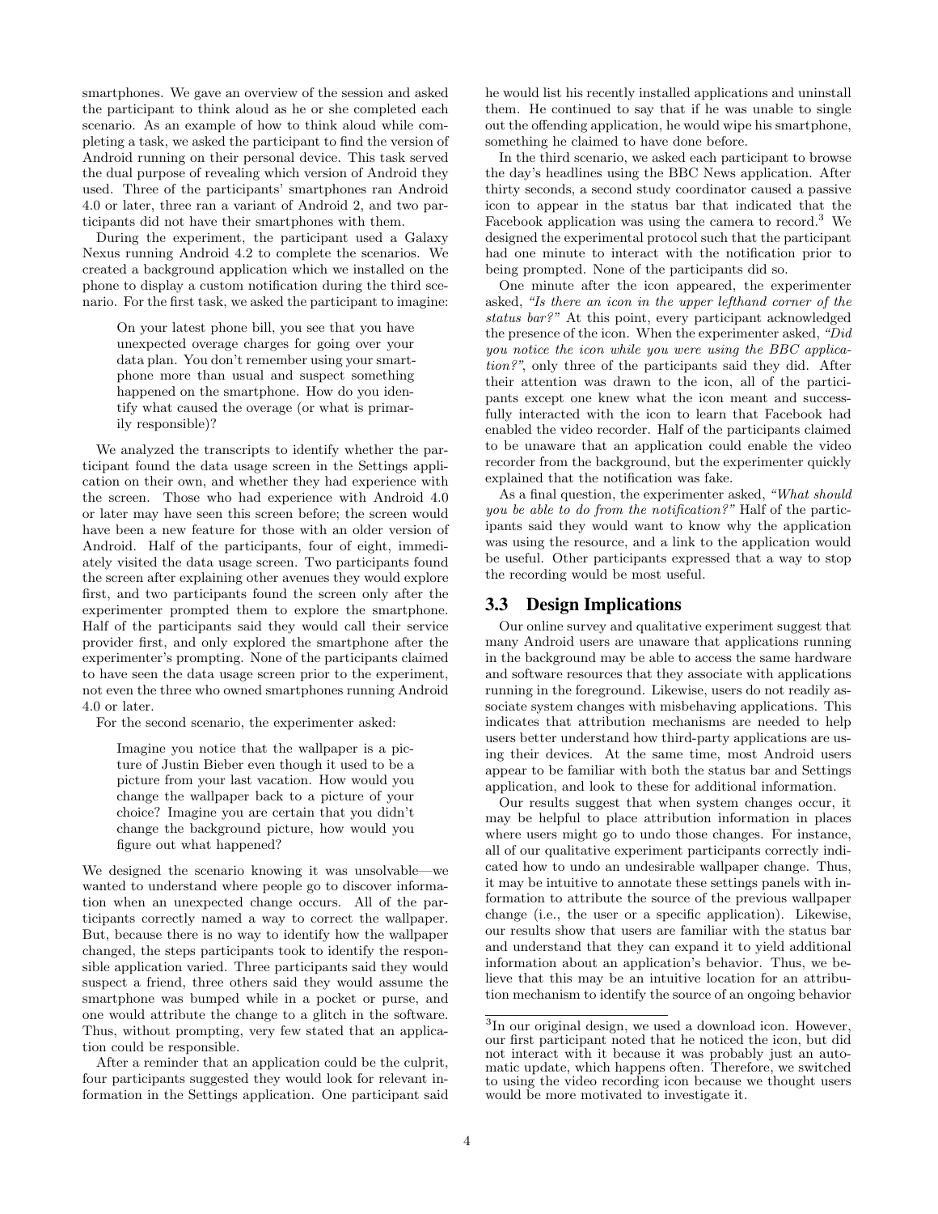smartphones. We gave an overview of the session and asked the participant to think aloud as he or she completed each scenario. As an example of how to think aloud while completing a task, we asked the participant to find the version of Android running on their personal device. This task served the dual purpose of revealing which version of Android they used. Three of the participants' smartphones ran Android 4.0 or later, three ran a variant of Android 2, and two participants did not have their smartphones with them.

During the experiment, the participant used a Galaxy Nexus running Android 4.2 to complete the scenarios. We created a background application which we installed on the phone to display a custom notification during the third scenario. For the first task, we asked the participant to imagine:

> On your latest phone bill, you see that you have unexpected overage charges for going over your data plan. You don't remember using your smartphone more than usual and suspect something happened on the smartphone. How do you identify what caused the overage (or what is primarily responsible)?

We analyzed the transcripts to identify whether the participant found the data usage screen in the Settings application on their own, and whether they had experience with the screen. Those who had experience with Android 4.0 or later may have seen this screen before; the screen would have been a new feature for those with an older version of Android. Half of the participants, four of eight, immediately visited the data usage screen. Two participants found the screen after explaining other avenues they would explore first, and two participants found the screen only after the experimenter prompted them to explore the smartphone. Half of the participants said they would call their service provider first, and only explored the smartphone after the experimenter's prompting. None of the participants claimed to have seen the data usage screen prior to the experiment, not even the three who owned smartphones running Android 4.0 or later.

For the second scenario, the experimenter asked:

> Imagine you notice that the wallpaper is a picture of Justin Bieber even though it used to be a picture from your last vacation. How would you change the wallpaper back to a picture of your choice? Imagine you are certain that you didn't change the background picture, how would you figure out what happened?

We designed the scenario knowing it was unsolvable—we wanted to understand where people go to discover information when an unexpected change occurs. All of the participants correctly named a way to correct the wallpaper. But, because there is no way to identify how the wallpaper changed, the steps participants took to identify the responsible application varied. Three participants said they would suspect a friend, three others said they would assume the smartphone was bumped while in a pocket or purse, and one would attribute the change to a glitch in the software. Thus, without prompting, very few stated that an application could be responsible.

After a reminder that an application could be the culprit, four participants suggested they would look for relevant information in the Settings application. One participant said he would list his recently installed applications and uninstall them. He continued to say that if he was unable to single out the offending application, he would wipe his smartphone, something he claimed to have done before.

In the third scenario, we asked each participant to browse the day's headlines using the BBC News application. After thirty seconds, a second study coordinator caused a passive icon to appear in the status bar that indicated that the Facebook application was using the camera to record.[3] We designed the experimental protocol such that the participant had one minute to interact with the notification prior to being prompted. None of the participants did so.

One minute after the icon appeared, the experimenter asked, *"Is there an icon in the upper lefthand corner of the status bar?"* At this point, every participant acknowledged the presence of the icon. When the experimenter asked, *"Did you notice the icon while you were using the BBC application?"*, only three of the participants said they did. After their attention was drawn to the icon, all of the participants except one knew what the icon meant and successfully interacted with the icon to learn that Facebook had enabled the video recorder. Half of the participants claimed to be unaware that an application could enable the video recorder from the background, but the experimenter quickly explained that the notification was fake.

As a final question, the experimenter asked, *"What should you be able to do from the notification?"* Half of the participants said they would want to know why the application was using the resource, and a link to the application would be useful. Other participants expressed that a way to stop the recording would be most useful.

### 3.3 Design Implications

Our online survey and qualitative experiment suggest that many Android users are unaware that applications running in the background may be able to access the same hardware and software resources that they associate with applications running in the foreground. Likewise, users do not readily associate system changes with misbehaving applications. This indicates that attribution mechanisms are needed to help users better understand how third-party applications are using their devices. At the same time, most Android users appear to be familiar with both the status bar and Settings application, and look to these for additional information.

Our results suggest that when system changes occur, it may be helpful to place attribution information in places where users might go to undo those changes. For instance, all of our qualitative experiment participants correctly indicated how to undo an undesirable wallpaper change. Thus, it may be intuitive to annotate these settings panels with information to attribute the source of the previous wallpaper change (i.e., the user or a specific application). Likewise, our results show that users are familiar with the status bar and understand that they can expand it to yield additional information about an application's behavior. Thus, we believe that this may be an intuitive location for an attribution mechanism to identify the source of an ongoing behavior

[3] In our original design, we used a download icon. However, our first participant noted that he noticed the icon, but did not interact with it because it was probably just an automatic update, which happens often. Therefore, we switched to using the video recording icon because we thought users would be more motivated to investigate it.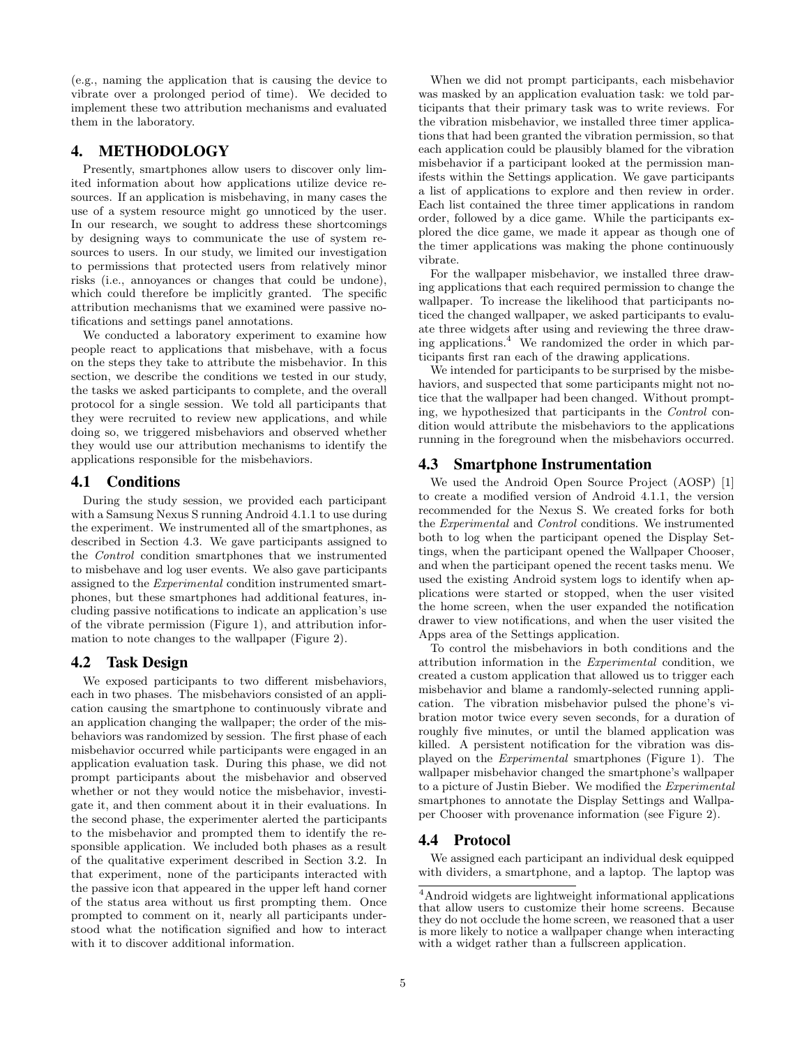(e.g., naming the application that is causing the device to vibrate over a prolonged period of time). We decided to implement these two attribution mechanisms and evaluated them in the laboratory.

# 4. METHODOLOGY

Presently, smartphones allow users to discover only limited information about how applications utilize device resources. If an application is misbehaving, in many cases the use of a system resource might go unnoticed by the user. In our research, we sought to address these shortcomings by designing ways to communicate the use of system resources to users. In our study, we limited our investigation to permissions that protected users from relatively minor risks (i.e., annoyances or changes that could be undone), which could therefore be implicitly granted. The specific attribution mechanisms that we examined were passive notifications and settings panel annotations.

We conducted a laboratory experiment to examine how people react to applications that misbehave, with a focus on the steps they take to attribute the misbehavior. In this section, we describe the conditions we tested in our study, the tasks we asked participants to complete, and the overall protocol for a single session. We told all participants that they were recruited to review new applications, and while doing so, we triggered misbehaviors and observed whether they would use our attribution mechanisms to identify the applications responsible for the misbehaviors.

## 4.1 Conditions

During the study session, we provided each participant with a Samsung Nexus S running Android 4.1.1 to use during the experiment. We instrumented all of the smartphones, as described in Section 4.3. We gave participants assigned to the *Control* condition smartphones that we instrumented to misbehave and log user events. We also gave participants assigned to the *Experimental* condition instrumented smartphones, but these smartphones had additional features, including passive notifications to indicate an application's use of the vibrate permission (Figure 1), and attribution information to note changes to the wallpaper (Figure 2).

## 4.2 Task Design

We exposed participants to two different misbehaviors, each in two phases. The misbehaviors consisted of an application causing the smartphone to continuously vibrate and an application changing the wallpaper; the order of the misbehaviors was randomized by session. The first phase of each misbehavior occurred while participants were engaged in an application evaluation task. During this phase, we did not prompt participants about the misbehavior and observed whether or not they would notice the misbehavior, investigate it, and then comment about it in their evaluations. In the second phase, the experimenter alerted the participants to the misbehavior and prompted them to identify the responsible application. We included both phases as a result of the qualitative experiment described in Section 3.2. In that experiment, none of the participants interacted with the passive icon that appeared in the upper left hand corner of the status area without us first prompting them. Once prompted to comment on it, nearly all participants understood what the notification signified and how to interact with it to discover additional information.

When we did not prompt participants, each misbehavior was masked by an application evaluation task: we told participants that their primary task was to write reviews. For the vibration misbehavior, we installed three timer applications that had been granted the vibration permission, so that each application could be plausibly blamed for the vibration misbehavior if a participant looked at the permission manifests within the Settings application. We gave participants a list of applications to explore and then review in order. Each list contained the three timer applications in random order, followed by a dice game. While the participants explored the dice game, we made it appear as though one of the timer applications was making the phone continuously vibrate.

For the wallpaper misbehavior, we installed three drawing applications that each required permission to change the wallpaper. To increase the likelihood that participants noticed the changed wallpaper, we asked participants to evaluate three widgets after using and reviewing the three drawing applications.[4] We randomized the order in which participants first ran each of the drawing applications.

We intended for participants to be surprised by the misbehaviors, and suspected that some participants might not notice that the wallpaper had been changed. Without prompting, we hypothesized that participants in the *Control* condition would attribute the misbehaviors to the applications running in the foreground when the misbehaviors occurred.

## 4.3 Smartphone Instrumentation

We used the Android Open Source Project (AOSP) [1] to create a modified version of Android 4.1.1, the version recommended for the Nexus S. We created forks for both the *Experimental* and *Control* conditions. We instrumented both to log when the participant opened the Display Settings, when the participant opened the Wallpaper Chooser, and when the participant opened the recent tasks menu. We used the existing Android system logs to identify when applications were started or stopped, when the user visited the home screen, when the user expanded the notification drawer to view notifications, and when the user visited the Apps area of the Settings application.

To control the misbehaviors in both conditions and the attribution information in the *Experimental* condition, we created a custom application that allowed us to trigger each misbehavior and blame a randomly-selected running application. The vibration misbehavior pulsed the phone's vibration motor twice every seven seconds, for a duration of roughly five minutes, or until the blamed application was killed. A persistent notification for the vibration was displayed on the *Experimental* smartphones (Figure 1). The wallpaper misbehavior changed the smartphone's wallpaper to a picture of Justin Bieber. We modified the *Experimental* smartphones to annotate the Display Settings and Wallpaper Chooser with provenance information (see Figure 2).

## 4.4 Protocol

We assigned each participant an individual desk equipped with dividers, a smartphone, and a laptop. The laptop was

[4] Android widgets are lightweight informational applications that allow users to customize their home screens. Because they do not occlude the home screen, we reasoned that a user is more likely to notice a wallpaper change when interacting with a widget rather than a fullscreen application.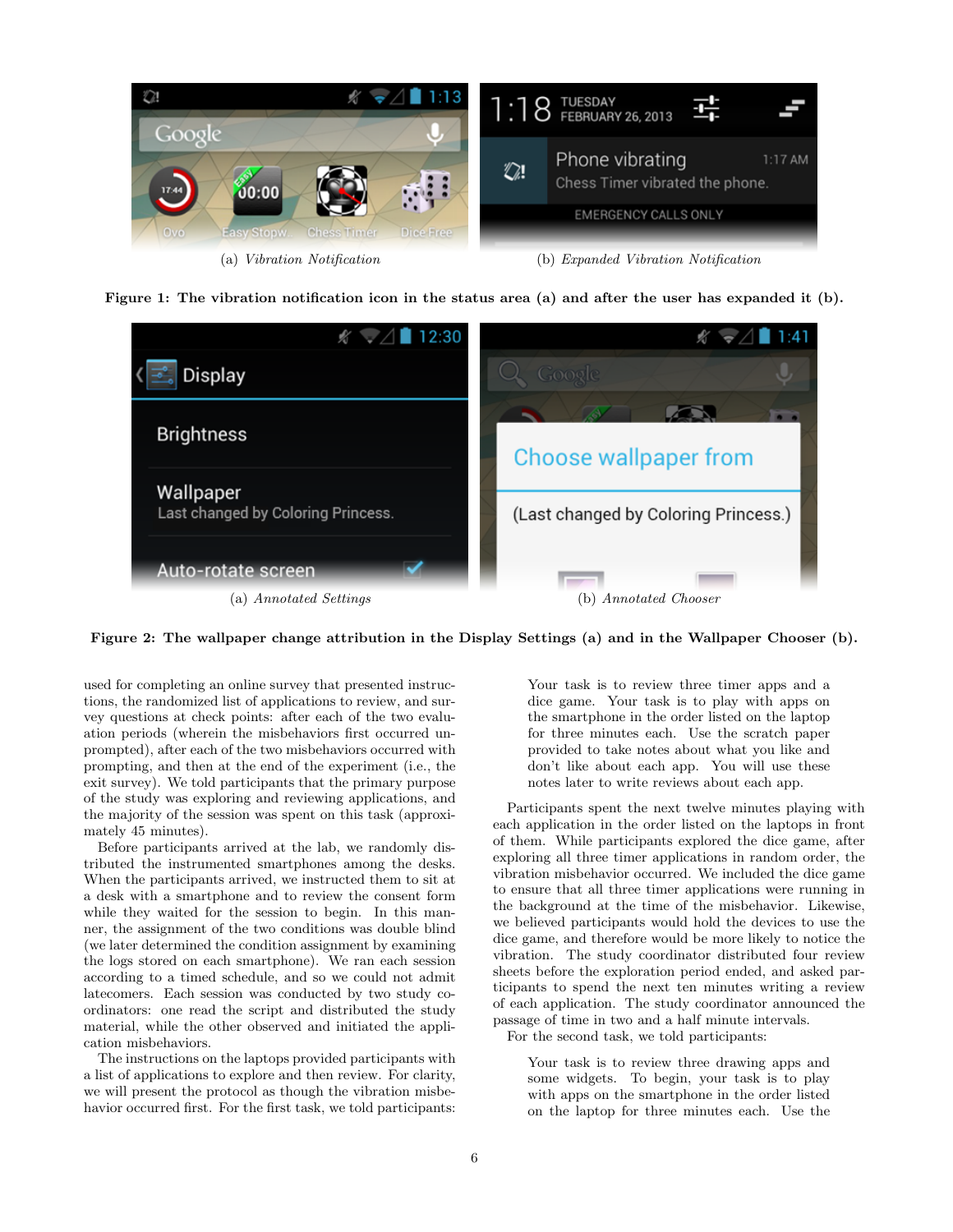(a) *Vibration Notification*

(b) *Expanded Vibration Notification*

**Figure 1: The vibration notification icon in the status area (a) and after the user has expanded it (b).**

(a) *Annotated Settings*

(b) *Annotated Chooser*

**Figure 2: The wallpaper change attribution in the Display Settings (a) and in the Wallpaper Chooser (b).**

used for completing an online survey that presented instructions, the randomized list of applications to review, and survey questions at check points: after each of the two evaluation periods (wherein the misbehaviors first occurred unprompted), after each of the two misbehaviors occurred with prompting, and then at the end of the experiment (i.e., the exit survey). We told participants that the primary purpose of the study was exploring and reviewing applications, and the majority of the session was spent on this task (approximately 45 minutes).

Before participants arrived at the lab, we randomly distributed the instrumented smartphones among the desks. When the participants arrived, we instructed them to sit at a desk with a smartphone and to review the consent form while they waited for the session to begin. In this manner, the assignment of the two conditions was double blind (we later determined the condition assignment by examining the logs stored on each smartphone). We ran each session according to a timed schedule, and so we could not admit latecomers. Each session was conducted by two study coordinators: one read the script and distributed the study material, while the other observed and initiated the application misbehaviors.

The instructions on the laptops provided participants with a list of applications to explore and then review. For clarity, we will present the protocol as though the vibration misbehavior occurred first. For the first task, we told participants:

> Your task is to review three timer apps and a dice game. Your task is to play with apps on the smartphone in the order listed on the laptop for three minutes each. Use the scratch paper provided to take notes about what you like and don't like about each app. You will use these notes later to write reviews about each app.

Participants spent the next twelve minutes playing with each application in the order listed on the laptops in front of them. While participants explored the dice game, after exploring all three timer applications, the vibration misbehavior occurred. We included the dice game to ensure that all three timer applications were running in the background at the time of the misbehavior. Likewise, we believed participants would hold the devices to use the dice game, and therefore would be more likely to notice the vibration. The study coordinator distributed four review sheets before the exploration period ended, and asked participants to spend the next ten minutes writing a review of each application. The study coordinator announced the passage of time in two and a half minute intervals.

For the second task, we told participants:

> Your task is to review three drawing apps and some widgets. To begin, your task is to play with apps on the smartphone in the order listed on the laptop for three minutes each. Use the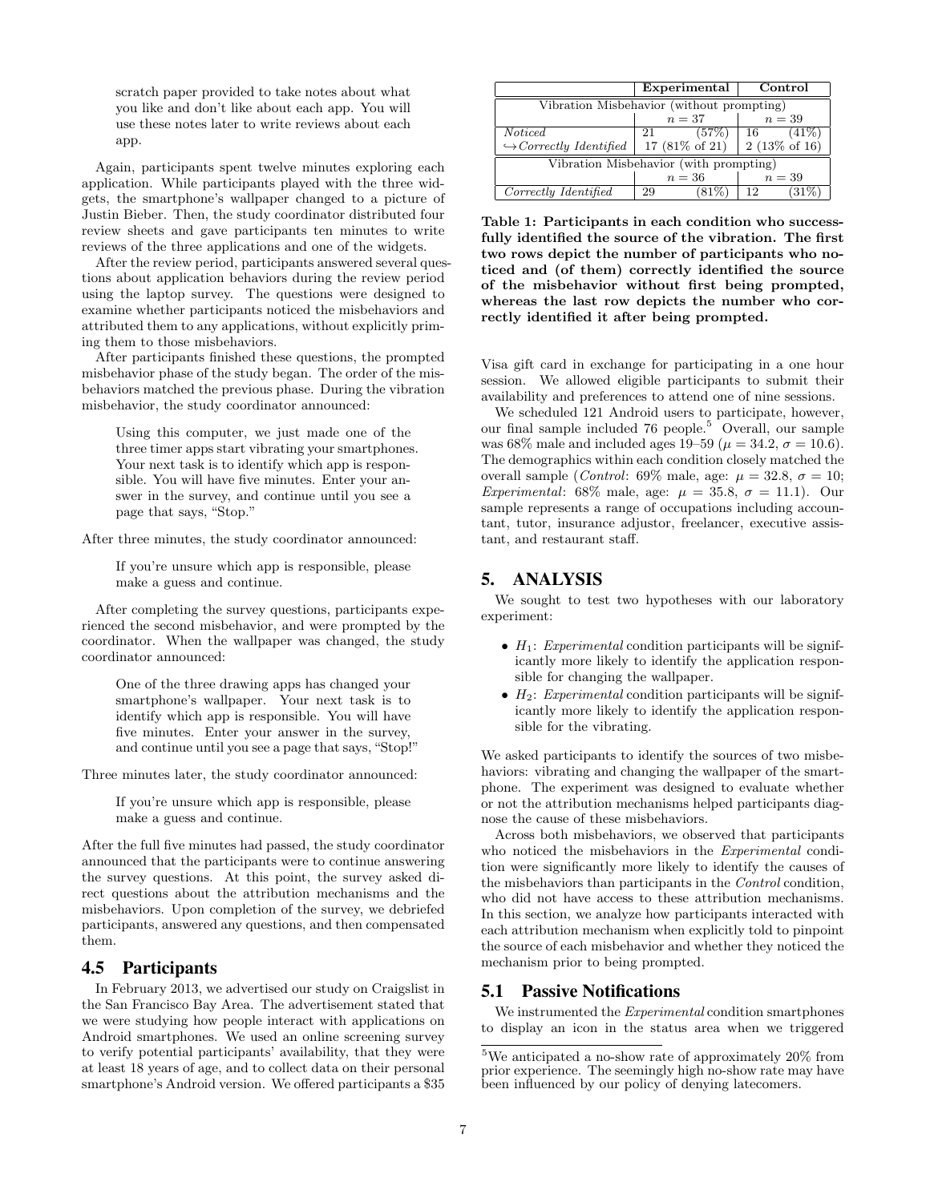scratch paper provided to take notes about what you like and don't like about each app. You will use these notes later to write reviews about each app.

Again, participants spent twelve minutes exploring each application. While participants played with the three widgets, the smartphone's wallpaper changed to a picture of Justin Bieber. Then, the study coordinator distributed four review sheets and gave participants ten minutes to write reviews of the three applications and one of the widgets.

After the review period, participants answered several questions about application behaviors during the review period using the laptop survey. The questions were designed to examine whether participants noticed the misbehaviors and attributed them to any applications, without explicitly priming them to those misbehaviors.

After participants finished these questions, the prompted misbehavior phase of the study began. The order of the misbehaviors matched the previous phase. During the vibration misbehavior, the study coordinator announced:

> Using this computer, we just made one of the three timer apps start vibrating your smartphones. Your next task is to identify which app is responsible. You will have five minutes. Enter your answer in the survey, and continue until you see a page that says, "Stop."

After three minutes, the study coordinator announced:

> If you're unsure which app is responsible, please make a guess and continue.

After completing the survey questions, participants experienced the second misbehavior, and were prompted by the coordinator. When the wallpaper was changed, the study coordinator announced:

> One of the three drawing apps has changed your smartphone's wallpaper. Your next task is to identify which app is responsible. You will have five minutes. Enter your answer in the survey, and continue until you see a page that says, "Stop!"

Three minutes later, the study coordinator announced:

> If you're unsure which app is responsible, please make a guess and continue.

After the full five minutes had passed, the study coordinator announced that the participants were to continue answering the survey questions. At this point, the survey asked direct questions about the attribution mechanisms and the misbehaviors. Upon completion of the survey, we debriefed participants, answered any questions, and then compensated them.

## 4.5 Participants

In February 2013, we advertised our study on Craigslist in the San Francisco Bay Area. The advertisement stated that we were studying how people interact with applications on Android smartphones. We used an online screening survey to verify potential participants' availability, that they were at least 18 years of age, and to collect data on their personal smartphone's Android version. We offered participants a $35 Visa gift card in exchange for participating in a one hour session. We allowed eligible participants to submit their availability and preferences to attend one of nine sessions.

We scheduled 121 Android users to participate, however, our final sample included 76 people.[5] Overall, our sample was 68% male and included ages 19–59 ($\mu = 34.2$, $\sigma = 10.6$). The demographics within each condition closely matched the overall sample (*Control*: 69% male, age: $\mu = 32.8$, $\sigma = 10$; *Experimental*: 68% male, age: $\mu = 35.8$, $\sigma = 11.1$). Our sample represents a range of occupations including accountant, tutor, insurance adjustor, freelancer, executive assistant, and restaurant staff.

| | **Experimental** | | **Control** | |
|---|---|---|---|---|
| Vibration Misbehavior (without prompting) | | | | |
| | $n = 37$ | | $n = 39$ | |
| *Noticed* | 21 | (57%) | 16 | (41%) |
| ↪ *Correctly Identified* | 17 (81% of 21) | | 2 (13% of 16) | |
| Vibration Misbehavior (with prompting) | | | | |
| | $n = 36$ | | $n = 39$ | |
| *Correctly Identified* | 29 | (81%) | 12 | (31%) |

**Table 1: Participants in each condition who successfully identified the source of the vibration. The first two rows depict the number of participants who noticed and (of them) correctly identified the source of the misbehavior without first being prompted, whereas the last row depicts the number who correctly identified it after being prompted.**

# 5. ANALYSIS

We sought to test two hypotheses with our laboratory experiment:

- $H_1$: *Experimental* condition participants will be significantly more likely to identify the application responsible for changing the wallpaper.
- $H_2$: *Experimental* condition participants will be significantly more likely to identify the application responsible for the vibrating.

We asked participants to identify the sources of two misbehaviors: vibrating and changing the wallpaper of the smartphone. The experiment was designed to evaluate whether or not the attribution mechanisms helped participants diagnose the cause of these misbehaviors.

Across both misbehaviors, we observed that participants who noticed the misbehaviors in the *Experimental* condition were significantly more likely to identify the causes of the misbehaviors than participants in the *Control* condition, who did not have access to these attribution mechanisms. In this section, we analyze how participants interacted with each attribution mechanism when explicitly told to pinpoint the source of each misbehavior and whether they noticed the mechanism prior to being prompted.

## 5.1 Passive Notifications

We instrumented the *Experimental* condition smartphones to display an icon in the status area when we triggered

[5] We anticipated a no-show rate of approximately 20% from prior experience. The seemingly high no-show rate may have been influenced by our policy of denying latecomers.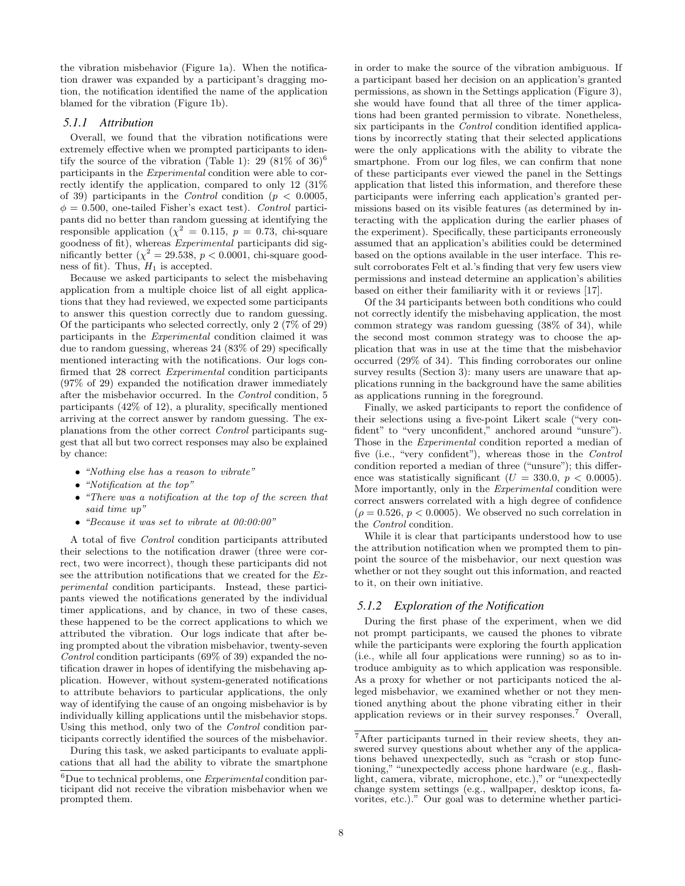the vibration misbehavior (Figure 1a). When the notification drawer was expanded by a participant's dragging motion, the notification identified the name of the application blamed for the vibration (Figure 1b).

### 5.1.1 Attribution

Overall, we found that the vibration notifications were extremely effective when we prompted participants to identify the source of the vibration (Table 1): 29 (81% of 36)[6] participants in the *Experimental* condition were able to correctly identify the application, compared to only 12 (31% of 39) participants in the *Control* condition ($p < 0.0005$, $\phi = 0.500$, one-tailed Fisher's exact test). *Control* participants did no better than random guessing at identifying the responsible application ($\chi^2 = 0.115$, $p = 0.73$, chi-square goodness of fit), whereas *Experimental* participants did significantly better ($\chi^2 = 29.538$, $p < 0.0001$, chi-square goodness of fit). Thus, $H_1$ is accepted.

Because we asked participants to select the misbehaving application from a multiple choice list of all eight applications that they had reviewed, we expected some participants to answer this question correctly due to random guessing. Of the participants who selected correctly, only 2 (7% of 29) participants in the *Experimental* condition claimed it was due to random guessing, whereas 24 (83% of 29) specifically mentioned interacting with the notifications. Our logs confirmed that 28 correct *Experimental* condition participants (97% of 29) expanded the notification drawer immediately after the misbehavior occurred. In the *Control* condition, 5 participants (42% of 12), a plurality, specifically mentioned arriving at the correct answer by random guessing. The explanations from the other correct *Control* participants suggest that all but two correct responses may also be explained by chance:

- *"Nothing else has a reason to vibrate"*
- *"Notification at the top"*
- *"There was a notification at the top of the screen that said time up"*
- *"Because it was set to vibrate at 00:00:00"*

A total of five *Control* condition participants attributed their selections to the notification drawer (three were correct, two were incorrect), though these participants did not see the attribution notifications that we created for the *Experimental* condition participants. Instead, these participants viewed the notifications generated by the individual timer applications, and by chance, in two of these cases, these happened to be the correct applications to which we attributed the vibration. Our logs indicate that after being prompted about the vibration misbehavior, twenty-seven *Control* condition participants (69% of 39) expanded the notification drawer in hopes of identifying the misbehaving application. However, without system-generated notifications to attribute behaviors to particular applications, the only way of identifying the cause of an ongoing misbehavior is by individually killing applications until the misbehavior stops. Using this method, only two of the *Control* condition participants correctly identified the sources of the misbehavior.

During this task, we asked participants to evaluate applications that all had the ability to vibrate the smartphone in order to make the source of the vibration ambiguous. If a participant based her decision on an application's granted permissions, as shown in the Settings application (Figure 3), she would have found that all three of the timer applications had been granted permission to vibrate. Nonetheless, six participants in the *Control* condition identified applications by incorrectly stating that their selected applications were the only applications with the ability to vibrate the smartphone. From our log files, we can confirm that none of these participants ever viewed the panel in the Settings application that listed this information, and therefore these participants were inferring each application's granted permissions based on its visible features (as determined by interacting with the application during the earlier phases of the experiment). Specifically, these participants erroneously assumed that an application's abilities could be determined based on the options available in the user interface. This result corroborates Felt et al.'s finding that very few users view permissions and instead determine an application's abilities based on either their familiarity with it or reviews [17].

Of the 34 participants between both conditions who could not correctly identify the misbehaving application, the most common strategy was random guessing (38% of 34), while the second most common strategy was to choose the application that was in use at the time that the misbehavior occurred (29% of 34). This finding corroborates our online survey results (Section 3): many users are unaware that applications running in the background have the same abilities as applications running in the foreground.

Finally, we asked participants to report the confidence of their selections using a five-point Likert scale ("very confident" to "very unconfident," anchored around "unsure"). Those in the *Experimental* condition reported a median of five (i.e., "very confident"), whereas those in the *Control* condition reported a median of three ("unsure"); this difference was statistically significant ($U = 330.0$, $p < 0.0005$). More importantly, only in the *Experimental* condition were correct answers correlated with a high degree of confidence ($\rho = 0.526$, $p < 0.0005$). We observed no such correlation in the *Control* condition.

While it is clear that participants understood how to use the attribution notification when we prompted them to pinpoint the source of the misbehavior, our next question was whether or not they sought out this information, and reacted to it, on their own initiative.

### 5.1.2 Exploration of the Notification

During the first phase of the experiment, when we did not prompt participants, we caused the phones to vibrate while the participants were exploring the fourth application (i.e., while all four applications were running) so as to introduce ambiguity as to which application was responsible. As a proxy for whether or not participants noticed the alleged misbehavior, we examined whether or not they mentioned anything about the phone vibrating either in their application reviews or in their survey responses.[7] Overall,

[6] Due to technical problems, one *Experimental* condition participant did not receive the vibration misbehavior when we prompted them.

[7] After participants turned in their review sheets, they answered survey questions about whether any of the applications behaved unexpectedly, such as "crash or stop functioning," "unexpectedly access phone hardware (e.g., flashlight, camera, vibrate, microphone, etc.)," or "unexpectedly change system settings (e.g., wallpaper, desktop icons, favorites, etc.)." Our goal was to determine whether partici-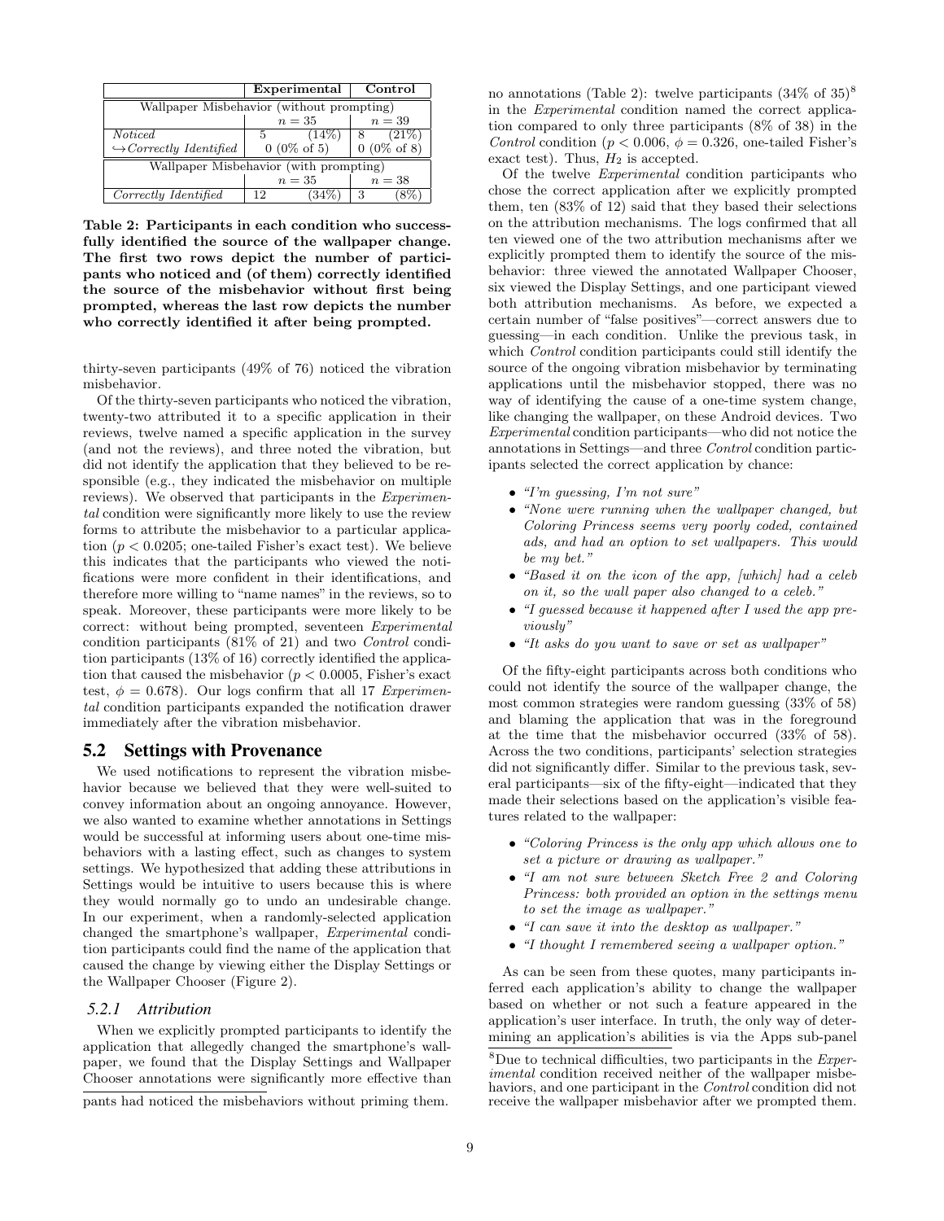| | Experimental | | Control | |
|---|---|---|---|---|
| Wallpaper Misbehavior (without prompting) | | | | |
| | $n = 35$ | | $n = 39$ | |
| *Noticed* | 5 | (14%) | 8 | (21%) |
| ↪*Correctly Identified* | 0 (0% of 5) | | 0 (0% of 8) | |
| Wallpaper Misbehavior (with prompting) | | | | |
| | $n = 35$ | | $n = 38$ | |
| *Correctly Identified* | 12 | (34%) | 3 | (8%) |

**Table 2: Participants in each condition who successfully identified the source of the wallpaper change. The first two rows depict the number of participants who noticed and (of them) correctly identified the source of the misbehavior without first being prompted, whereas the last row depicts the number who correctly identified it after being prompted.**

thirty-seven participants (49% of 76) noticed the vibration misbehavior.

Of the thirty-seven participants who noticed the vibration, twenty-two attributed it to a specific application in their reviews, twelve named a specific application in the survey (and not the reviews), and three noted the vibration, but did not identify the application that they believed to be responsible (e.g., they indicated the misbehavior on multiple reviews). We observed that participants in the *Experimental* condition were significantly more likely to use the review forms to attribute the misbehavior to a particular application ($p < 0.0205$; one-tailed Fisher's exact test). We believe this indicates that the participants who viewed the notifications were more confident in their identifications, and therefore more willing to "name names" in the reviews, so to speak. Moreover, these participants were more likely to be correct: without being prompted, seventeen *Experimental* condition participants (81% of 21) and two *Control* condition participants (13% of 16) correctly identified the application that caused the misbehavior ($p < 0.0005$, Fisher's exact test, $\phi = 0.678$). Our logs confirm that all 17 *Experimental* condition participants expanded the notification drawer immediately after the vibration misbehavior.

## 5.2 Settings with Provenance

We used notifications to represent the vibration misbehavior because we believed that they were well-suited to convey information about an ongoing annoyance. However, we also wanted to examine whether annotations in Settings would be successful at informing users about one-time misbehaviors with a lasting effect, such as changes to system settings. We hypothesized that adding these attributions in Settings would be intuitive to users because this is where they would normally go to undo an undesirable change. In our experiment, when a randomly-selected application changed the smartphone's wallpaper, *Experimental* condition participants could find the name of the application that caused the change by viewing either the Display Settings or the Wallpaper Chooser (Figure 2).

### 5.2.1 Attribution

When we explicitly prompted participants to identify the application that allegedly changed the smartphone's wallpaper, we found that the Display Settings and Wallpaper Chooser annotations were significantly more effective than no annotations (Table 2): twelve participants (34% of 35)[8] in the *Experimental* condition named the correct application compared to only three participants (8% of 38) in the *Control* condition ($p < 0.006$, $\phi = 0.326$, one-tailed Fisher's exact test). Thus, $H_2$ is accepted.

Of the twelve *Experimental* condition participants who chose the correct application after we explicitly prompted them, ten (83% of 12) said that they based their selections on the attribution mechanisms. The logs confirmed that all ten viewed one of the two attribution mechanisms after we explicitly prompted them to identify the source of the misbehavior: three viewed the annotated Wallpaper Chooser, six viewed the Display Settings, and one participant viewed both attribution mechanisms. As before, we expected a certain number of "false positives"—correct answers due to guessing—in each condition. Unlike the previous task, in which *Control* condition participants could still identify the source of the ongoing vibration misbehavior by terminating applications until the misbehavior stopped, there was no way of identifying the cause of a one-time system change, like changing the wallpaper, on these Android devices. Two *Experimental* condition participants—who did not notice the annotations in Settings—and three *Control* condition participants selected the correct application by chance:

- *"I'm guessing, I'm not sure"*
- *"None were running when the wallpaper changed, but Coloring Princess seems very poorly coded, contained ads, and had an option to set wallpapers. This would be my bet."*
- *"Based it on the icon of the app, [which] had a celeb on it, so the wall paper also changed to a celeb."*
- *"I guessed because it happened after I used the app previously"*
- *"It asks do you want to save or set as wallpaper"*

Of the fifty-eight participants across both conditions who could not identify the source of the wallpaper change, the most common strategies were random guessing (33% of 58) and blaming the application that was in the foreground at the time that the misbehavior occurred (33% of 58). Across the two conditions, participants' selection strategies did not significantly differ. Similar to the previous task, several participants—six of the fifty-eight—indicated that they made their selections based on the application's visible features related to the wallpaper:

- *"Coloring Princess is the only app which allows one to set a picture or drawing as wallpaper."*
- *"I am not sure between Sketch Free 2 and Coloring Princess: both provided an option in the settings menu to set the image as wallpaper."*
- *"I can save it into the desktop as wallpaper."*
- *"I thought I remembered seeing a wallpaper option."*

As can be seen from these quotes, many participants inferred each application's ability to change the wallpaper based on whether or not such a feature appeared in the application's user interface. In truth, the only way of determining an application's abilities is via the Apps sub-panel

pants had noticed the misbehaviors without priming them.

[8] Due to technical difficulties, two participants in the *Experimental* condition received neither of the wallpaper misbehaviors, and one participant in the *Control* condition did not receive the wallpaper misbehavior after we prompted them.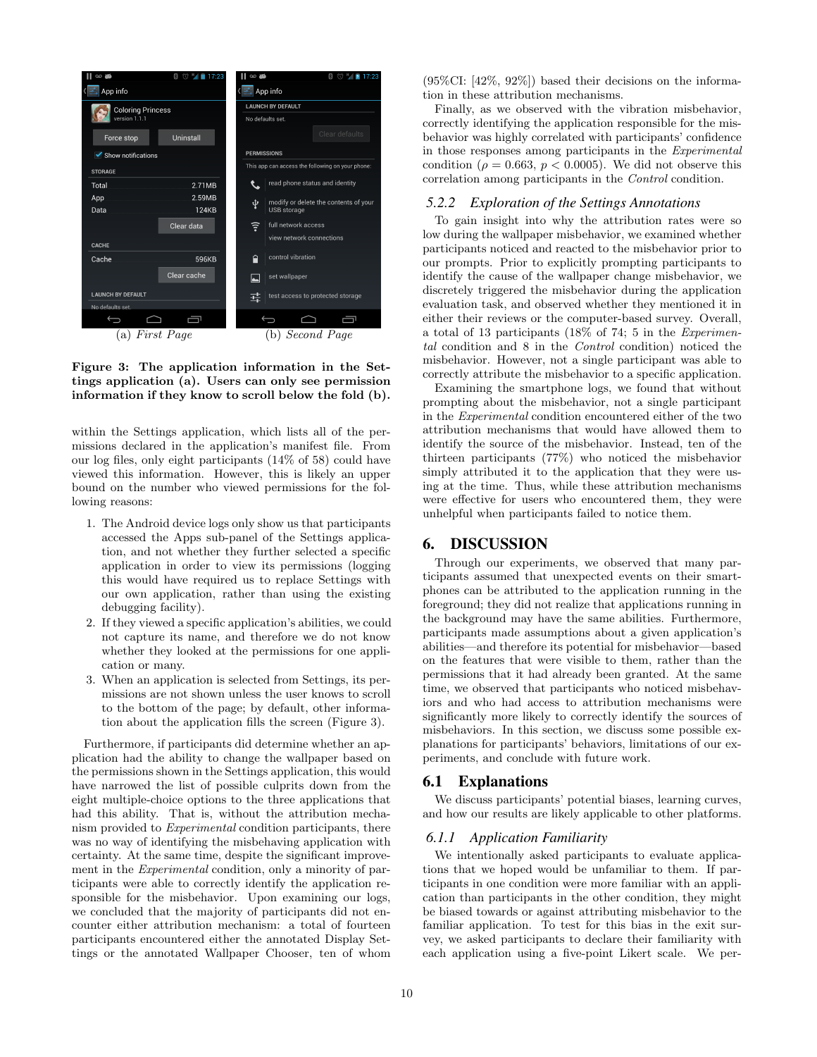(a) *First Page* (b) *Second Page*

**Figure 3: The application information in the Settings application (a). Users can only see permission information if they know to scroll below the fold (b).**

within the Settings application, which lists all of the permissions declared in the application's manifest file. From our log files, only eight participants (14% of 58) could have viewed this information. However, this is likely an upper bound on the number who viewed permissions for the following reasons:

1. The Android device logs only show us that participants accessed the Apps sub-panel of the Settings application, and not whether they further selected a specific application in order to view its permissions (logging this would have required us to replace Settings with our own application, rather than using the existing debugging facility).
2. If they viewed a specific application's abilities, we could not capture its name, and therefore we do not know whether they looked at the permissions for one application or many.
3. When an application is selected from Settings, its permissions are not shown unless the user knows to scroll to the bottom of the page; by default, other information about the application fills the screen (Figure 3).

Furthermore, if participants did determine whether an application had the ability to change the wallpaper based on the permissions shown in the Settings application, this would have narrowed the list of possible culprits down from the eight multiple-choice options to the three applications that had this ability. That is, without the attribution mechanism provided to *Experimental* condition participants, there was no way of identifying the misbehaving application with certainty. At the same time, despite the significant improvement in the *Experimental* condition, only a minority of participants were able to correctly identify the application responsible for the misbehavior. Upon examining our logs, we concluded that the majority of participants did not encounter either attribution mechanism: a total of fourteen participants encountered either the annotated Display Settings or the annotated Wallpaper Chooser, ten of whom (95%CI: [42%, 92%]) based their decisions on the information in these attribution mechanisms.

Finally, as we observed with the vibration misbehavior, correctly identifying the application responsible for the misbehavior was highly correlated with participants' confidence in those responses among participants in the *Experimental* condition ($\rho = 0.663$, $p < 0.0005$). We did not observe this correlation among participants in the *Control* condition.

### 5.2.2 Exploration of the Settings Annotations

To gain insight into why the attribution rates were so low during the wallpaper misbehavior, we examined whether participants noticed and reacted to the misbehavior prior to our prompts. Prior to explicitly prompting participants to identify the cause of the wallpaper change misbehavior, we discretely triggered the misbehavior during the application evaluation task, and observed whether they mentioned it in either their reviews or the computer-based survey. Overall, a total of 13 participants (18% of 74; 5 in the *Experimental* condition and 8 in the *Control* condition) noticed the misbehavior. However, not a single participant was able to correctly attribute the misbehavior to a specific application.

Examining the smartphone logs, we found that without prompting about the misbehavior, not a single participant in the *Experimental* condition encountered either of the two attribution mechanisms that would have allowed them to identify the source of the misbehavior. Instead, ten of the thirteen participants (77%) who noticed the misbehavior simply attributed it to the application that they were using at the time. Thus, while these attribution mechanisms were effective for users who encountered them, they were unhelpful when participants failed to notice them.

# 6. DISCUSSION

Through our experiments, we observed that many participants assumed that unexpected events on their smartphones can be attributed to the application running in the foreground; they did not realize that applications running in the background may have the same abilities. Furthermore, participants made assumptions about a given application's abilities—and therefore its potential for misbehavior—based on the features that were visible to them, rather than the permissions that it had already been granted. At the same time, we observed that participants who noticed misbehaviors and who had access to attribution mechanisms were significantly more likely to correctly identify the sources of misbehaviors. In this section, we discuss some possible explanations for participants' behaviors, limitations of our experiments, and conclude with future work.

## 6.1 Explanations

We discuss participants' potential biases, learning curves, and how our results are likely applicable to other platforms.

### 6.1.1 Application Familiarity

We intentionally asked participants to evaluate applications that we hoped would be unfamiliar to them. If participants in one condition were more familiar with an application than participants in the other condition, they might be biased towards or against attributing misbehavior to the familiar application. To test for this bias in the exit survey, we asked participants to declare their familiarity with each application using a five-point Likert scale. We per-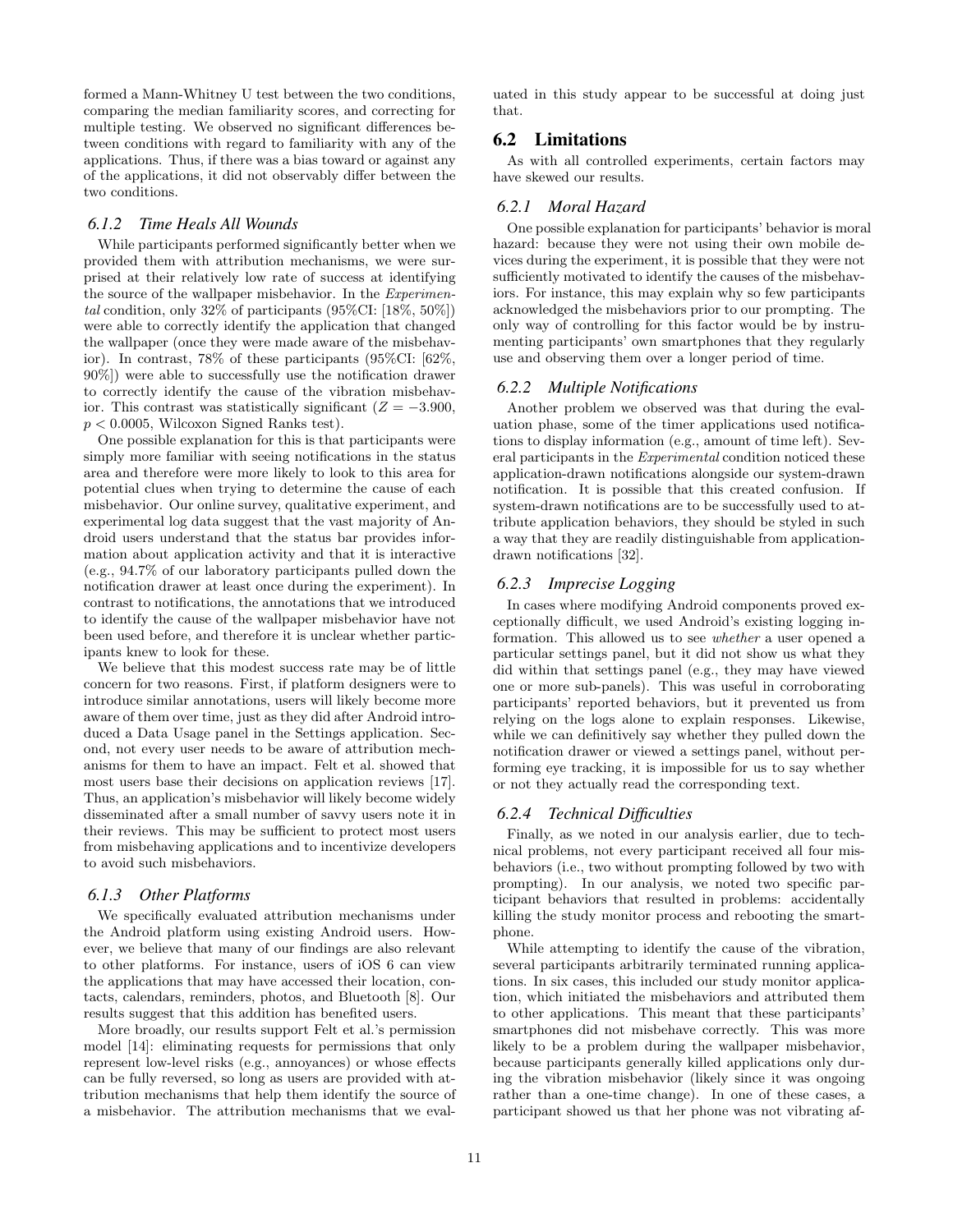formed a Mann-Whitney U test between the two conditions, comparing the median familiarity scores, and correcting for multiple testing. We observed no significant differences between conditions with regard to familiarity with any of the applications. Thus, if there was a bias toward or against any of the applications, it did not observably differ between the two conditions.

### 6.1.2 Time Heals All Wounds

While participants performed significantly better when we provided them with attribution mechanisms, we were surprised at their relatively low rate of success at identifying the source of the wallpaper misbehavior. In the *Experimental* condition, only 32% of participants (95%CI: [18%, 50%]) were able to correctly identify the application that changed the wallpaper (once they were made aware of the misbehavior). In contrast, 78% of these participants (95%CI: [62%, 90%]) were able to successfully use the notification drawer to correctly identify the cause of the vibration misbehavior. This contrast was statistically significant ($Z = -3.900$, $p < 0.0005$, Wilcoxon Signed Ranks test).

One possible explanation for this is that participants were simply more familiar with seeing notifications in the status area and therefore were more likely to look to this area for potential clues when trying to determine the cause of each misbehavior. Our online survey, qualitative experiment, and experimental log data suggest that the vast majority of Android users understand that the status bar provides information about application activity and that it is interactive (e.g., 94.7% of our laboratory participants pulled down the notification drawer at least once during the experiment). In contrast to notifications, the annotations that we introduced to identify the cause of the wallpaper misbehavior have not been used before, and therefore it is unclear whether participants knew to look for these.

We believe that this modest success rate may be of little concern for two reasons. First, if platform designers were to introduce similar annotations, users will likely become more aware of them over time, just as they did after Android introduced a Data Usage panel in the Settings application. Second, not every user needs to be aware of attribution mechanisms for them to have an impact. Felt et al. showed that most users base their decisions on application reviews [17]. Thus, an application's misbehavior will likely become widely disseminated after a small number of savvy users note it in their reviews. This may be sufficient to protect most users from misbehaving applications and to incentivize developers to avoid such misbehaviors.

### 6.1.3 Other Platforms

We specifically evaluated attribution mechanisms under the Android platform using existing Android users. However, we believe that many of our findings are also relevant to other platforms. For instance, users of iOS 6 can view the applications that may have accessed their location, contacts, calendars, reminders, photos, and Bluetooth [8]. Our results suggest that this addition has benefited users.

More broadly, our results support Felt et al.'s permission model [14]: eliminating requests for permissions that only represent low-level risks (e.g., annoyances) or whose effects can be fully reversed, so long as users are provided with attribution mechanisms that help them identify the source of a misbehavior. The attribution mechanisms that we evaluated in this study appear to be successful at doing just that.

## 6.2 Limitations

As with all controlled experiments, certain factors may have skewed our results.

### 6.2.1 Moral Hazard

One possible explanation for participants' behavior is moral hazard: because they were not using their own mobile devices during the experiment, it is possible that they were not sufficiently motivated to identify the causes of the misbehaviors. For instance, this may explain why so few participants acknowledged the misbehaviors prior to our prompting. The only way of controlling for this factor would be by instrumenting participants' own smartphones that they regularly use and observing them over a longer period of time.

### 6.2.2 Multiple Notifications

Another problem we observed was that during the evaluation phase, some of the timer applications used notifications to display information (e.g., amount of time left). Several participants in the *Experimental* condition noticed these application-drawn notifications alongside our system-drawn notification. It is possible that this created confusion. If system-drawn notifications are to be successfully used to attribute application behaviors, they should be styled in such a way that they are readily distinguishable from application-drawn notifications [32].

### 6.2.3 Imprecise Logging

In cases where modifying Android components proved exceptionally difficult, we used Android's existing logging information. This allowed us to see *whether* a user opened a particular settings panel, but it did not show us what they did within that settings panel (e.g., they may have viewed one or more sub-panels). This was useful in corroborating participants' reported behaviors, but it prevented us from relying on the logs alone to explain responses. Likewise, while we can definitively say whether they pulled down the notification drawer or viewed a settings panel, without performing eye tracking, it is impossible for us to say whether or not they actually read the corresponding text.

### 6.2.4 Technical Difficulties

Finally, as we noted in our analysis earlier, due to technical problems, not every participant received all four misbehaviors (i.e., two without prompting followed by two with prompting). In our analysis, we noted two specific participant behaviors that resulted in problems: accidentally killing the study monitor process and rebooting the smartphone.

While attempting to identify the cause of the vibration, several participants arbitrarily terminated running applications. In six cases, this included our study monitor application, which initiated the misbehaviors and attributed them to other applications. This meant that these participants' smartphones did not misbehave correctly. This was more likely to be a problem during the wallpaper misbehavior, because participants generally killed applications only during the vibration misbehavior (likely since it was ongoing rather than a one-time change). In one of these cases, a participant showed us that her phone was not vibrating af-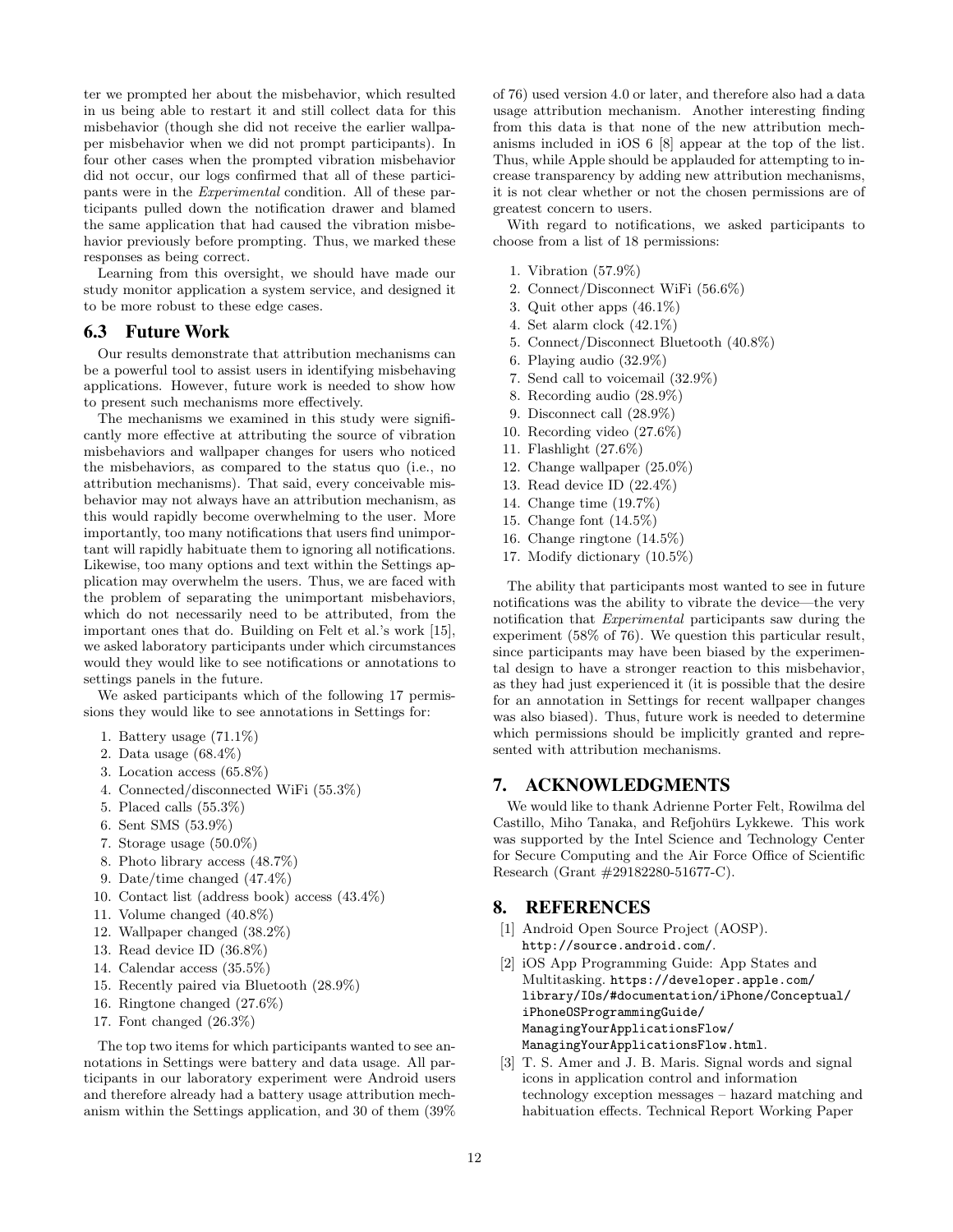ter we prompted her about the misbehavior, which resulted in us being able to restart it and still collect data for this misbehavior (though she did not receive the earlier wallpaper misbehavior when we did not prompt participants). In four other cases when the prompted vibration misbehavior did not occur, our logs confirmed that all of these participants were in the *Experimental* condition. All of these participants pulled down the notification drawer and blamed the same application that had caused the vibration misbehavior previously before prompting. Thus, we marked these responses as being correct.

Learning from this oversight, we should have made our study monitor application a system service, and designed it to be more robust to these edge cases.

### 6.3 Future Work

Our results demonstrate that attribution mechanisms can be a powerful tool to assist users in identifying misbehaving applications. However, future work is needed to show how to present such mechanisms more effectively.

The mechanisms we examined in this study were significantly more effective at attributing the source of vibration misbehaviors and wallpaper changes for users who noticed the misbehaviors, as compared to the status quo (i.e., no attribution mechanisms). That said, every conceivable misbehavior may not always have an attribution mechanism, as this would rapidly become overwhelming to the user. More importantly, too many notifications that users find unimportant will rapidly habituate them to ignoring all notifications. Likewise, too many options and text within the Settings application may overwhelm the users. Thus, we are faced with the problem of separating the unimportant misbehaviors, which do not necessarily need to be attributed, from the important ones that do. Building on Felt et al.'s work [15], we asked laboratory participants under which circumstances would they would like to see notifications or annotations to settings panels in the future.

We asked participants which of the following 17 permissions they would like to see annotations in Settings for:

1. Battery usage (71.1%)
2. Data usage (68.4%)
3. Location access (65.8%)
4. Connected/disconnected WiFi (55.3%)
5. Placed calls (55.3%)
6. Sent SMS (53.9%)
7. Storage usage (50.0%)
8. Photo library access (48.7%)
9. Date/time changed (47.4%)
10. Contact list (address book) access (43.4%)
11. Volume changed (40.8%)
12. Wallpaper changed (38.2%)
13. Read device ID (36.8%)
14. Calendar access (35.5%)
15. Recently paired via Bluetooth (28.9%)
16. Ringtone changed (27.6%)
17. Font changed (26.3%)

The top two items for which participants wanted to see annotations in Settings were battery and data usage. All participants in our laboratory experiment were Android users and therefore already had a battery usage attribution mechanism within the Settings application, and 30 of them (39% of 76) used version 4.0 or later, and therefore also had a data usage attribution mechanism. Another interesting finding from this data is that none of the new attribution mechanisms included in iOS 6 [8] appear at the top of the list. Thus, while Apple should be applauded for attempting to increase transparency by adding new attribution mechanisms, it is not clear whether or not the chosen permissions are of greatest concern to users.

With regard to notifications, we asked participants to choose from a list of 18 permissions:

1. Vibration (57.9%)
2. Connect/Disconnect WiFi (56.6%)
3. Quit other apps (46.1%)
4. Set alarm clock (42.1%)
5. Connect/Disconnect Bluetooth (40.8%)
6. Playing audio (32.9%)
7. Send call to voicemail (32.9%)
8. Recording audio (28.9%)
9. Disconnect call (28.9%)
10. Recording video (27.6%)
11. Flashlight (27.6%)
12. Change wallpaper (25.0%)
13. Read device ID (22.4%)
14. Change time (19.7%)
15. Change font (14.5%)
16. Change ringtone (14.5%)
17. Modify dictionary (10.5%)

The ability that participants most wanted to see in future notifications was the ability to vibrate the device—the very notification that *Experimental* participants saw during the experiment (58% of 76). We question this particular result, since participants may have been biased by the experimental design to have a stronger reaction to this misbehavior, as they had just experienced it (it is possible that the desire for an annotation in Settings for recent wallpaper changes was also biased). Thus, future work is needed to determine which permissions should be implicitly granted and represented with attribution mechanisms.

## 7. ACKNOWLEDGMENTS

We would like to thank Adrienne Porter Felt, Rowilma del Castillo, Miho Tanaka, and Refjohürs Lykkewe. This work was supported by the Intel Science and Technology Center for Secure Computing and the Air Force Office of Scientific Research (Grant #29182280-51677-C).

## 8. REFERENCES

[1] Android Open Source Project (AOSP). http://source.android.com/.

[2] iOS App Programming Guide: App States and Multitasking. https://developer.apple.com/library/IOs/#documentation/iPhone/Conceptual/iPhoneOSProgrammingGuide/ManagingYourApplicationsFlow/ManagingYourApplicationsFlow.html.

[3] T. S. Amer and J. B. Maris. Signal words and signal icons in application control and information technology exception messages – hazard matching and habituation effects. Technical Report Working Paper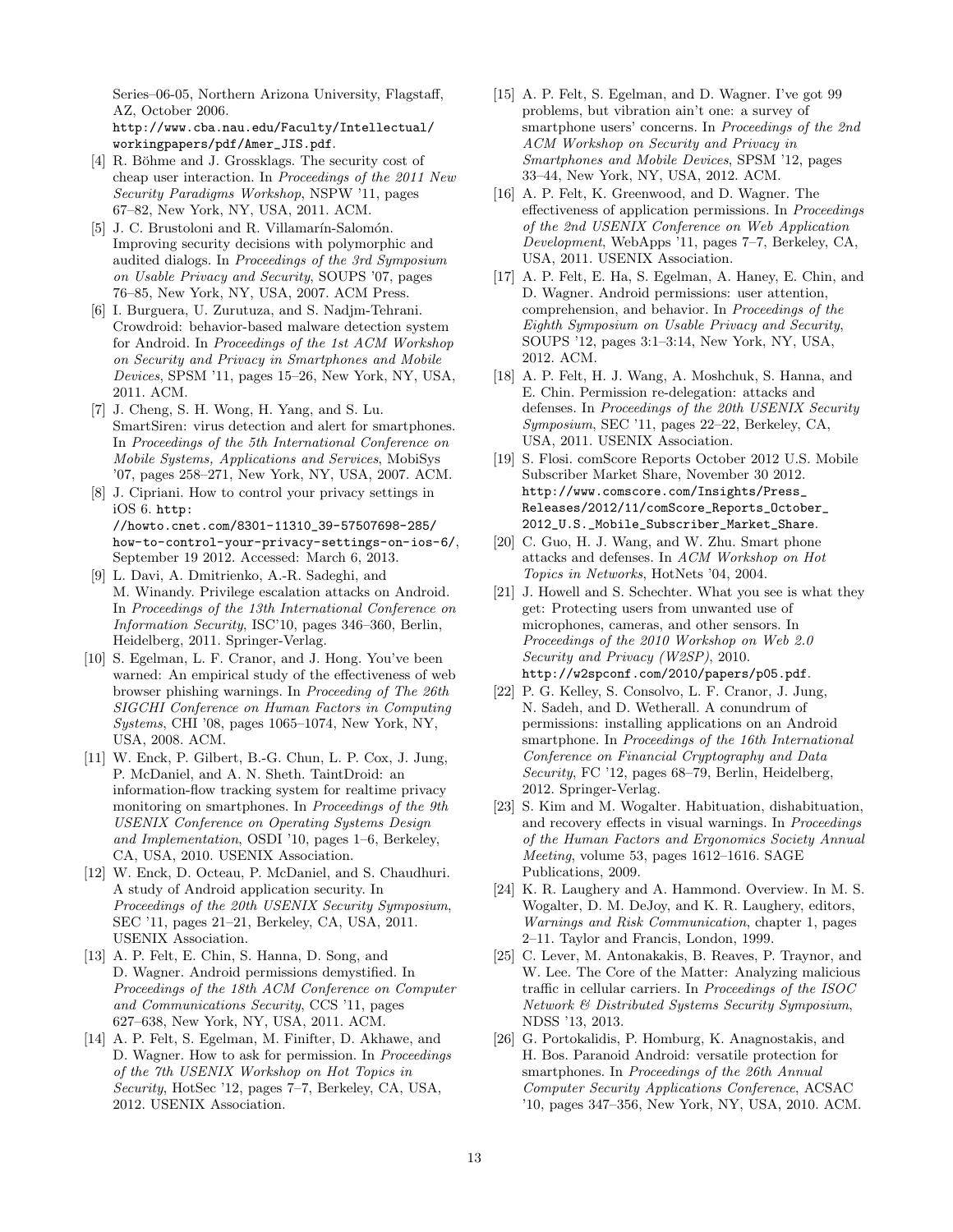Series–06-05, Northern Arizona University, Flagstaff, AZ, October 2006. http://www.cba.nau.edu/Faculty/Intellectual/workingpapers/pdf/Amer_JIS.pdf.

[4] R. Böhme and J. Grossklags. The security cost of cheap user interaction. In *Proceedings of the 2011 New Security Paradigms Workshop*, NSPW '11, pages 67–82, New York, NY, USA, 2011. ACM.

[5] J. C. Brustoloni and R. Villamarín-Salomón. Improving security decisions with polymorphic and audited dialogs. In *Proceedings of the 3rd Symposium on Usable Privacy and Security*, SOUPS '07, pages 76–85, New York, NY, USA, 2007. ACM Press.

[6] I. Burguera, U. Zurutuza, and S. Nadjm-Tehrani. Crowdroid: behavior-based malware detection system for Android. In *Proceedings of the 1st ACM Workshop on Security and Privacy in Smartphones and Mobile Devices*, SPSM '11, pages 15–26, New York, NY, USA, 2011. ACM.

[7] J. Cheng, S. H. Wong, H. Yang, and S. Lu. SmartSiren: virus detection and alert for smartphones. In *Proceedings of the 5th International Conference on Mobile Systems, Applications and Services*, MobiSys '07, pages 258–271, New York, NY, USA, 2007. ACM.

[8] J. Cipriani. How to control your privacy settings in iOS 6. http://howto.cnet.com/8301-11310_39-57507698-285/how-to-control-your-privacy-settings-on-ios-6/, September 19 2012. Accessed: March 6, 2013.

[9] L. Davi, A. Dmitrienko, A.-R. Sadeghi, and M. Winandy. Privilege escalation attacks on Android. In *Proceedings of the 13th International Conference on Information Security*, ISC'10, pages 346–360, Berlin, Heidelberg, 2011. Springer-Verlag.

[10] S. Egelman, L. F. Cranor, and J. Hong. You've been warned: An empirical study of the effectiveness of web browser phishing warnings. In *Proceeding of The 26th SIGCHI Conference on Human Factors in Computing Systems*, CHI '08, pages 1065–1074, New York, NY, USA, 2008. ACM.

[11] W. Enck, P. Gilbert, B.-G. Chun, L. P. Cox, J. Jung, P. McDaniel, and A. N. Sheth. TaintDroid: an information-flow tracking system for realtime privacy monitoring on smartphones. In *Proceedings of the 9th USENIX Conference on Operating Systems Design and Implementation*, OSDI '10, pages 1–6, Berkeley, CA, USA, 2010. USENIX Association.

[12] W. Enck, D. Octeau, P. McDaniel, and S. Chaudhuri. A study of Android application security. In *Proceedings of the 20th USENIX Security Symposium*, SEC '11, pages 21–21, Berkeley, CA, USA, 2011. USENIX Association.

[13] A. P. Felt, E. Chin, S. Hanna, D. Song, and D. Wagner. Android permissions demystified. In *Proceedings of the 18th ACM Conference on Computer and Communications Security*, CCS '11, pages 627–638, New York, NY, USA, 2011. ACM.

[14] A. P. Felt, S. Egelman, M. Finifter, D. Akhawe, and D. Wagner. How to ask for permission. In *Proceedings of the 7th USENIX Workshop on Hot Topics in Security*, HotSec '12, pages 7–7, Berkeley, CA, USA, 2012. USENIX Association.

[15] A. P. Felt, S. Egelman, and D. Wagner. I've got 99 problems, but vibration ain't one: a survey of smartphone users' concerns. In *Proceedings of the 2nd ACM Workshop on Security and Privacy in Smartphones and Mobile Devices*, SPSM '12, pages 33–44, New York, NY, USA, 2012. ACM.

[16] A. P. Felt, K. Greenwood, and D. Wagner. The effectiveness of application permissions. In *Proceedings of the 2nd USENIX Conference on Web Application Development*, WebApps '11, pages 7–7, Berkeley, CA, USA, 2011. USENIX Association.

[17] A. P. Felt, E. Ha, S. Egelman, A. Haney, E. Chin, and D. Wagner. Android permissions: user attention, comprehension, and behavior. In *Proceedings of the Eighth Symposium on Usable Privacy and Security*, SOUPS '12, pages 3:1–3:14, New York, NY, USA, 2012. ACM.

[18] A. P. Felt, H. J. Wang, A. Moshchuk, S. Hanna, and E. Chin. Permission re-delegation: attacks and defenses. In *Proceedings of the 20th USENIX Security Symposium*, SEC '11, pages 22–22, Berkeley, CA, USA, 2011. USENIX Association.

[19] S. Flosi. comScore Reports October 2012 U.S. Mobile Subscriber Market Share, November 30 2012. http://www.comscore.com/Insights/Press_Releases/2012/11/comScore_Reports_October_2012_U.S._Mobile_Subscriber_Market_Share.

[20] C. Guo, H. J. Wang, and W. Zhu. Smart phone attacks and defenses. In *ACM Workshop on Hot Topics in Networks*, HotNets '04, 2004.

[21] J. Howell and S. Schechter. What you see is what they get: Protecting users from unwanted use of microphones, cameras, and other sensors. In *Proceedings of the 2010 Workshop on Web 2.0 Security and Privacy (W2SP)*, 2010. http://w2spconf.com/2010/papers/p05.pdf.

[22] P. G. Kelley, S. Consolvo, L. F. Cranor, J. Jung, N. Sadeh, and D. Wetherall. A conundrum of permissions: installing applications on an Android smartphone. In *Proceedings of the 16th International Conference on Financial Cryptography and Data Security*, FC '12, pages 68–79, Berlin, Heidelberg, 2012. Springer-Verlag.

[23] S. Kim and M. Wogalter. Habituation, dishabituation, and recovery effects in visual warnings. In *Proceedings of the Human Factors and Ergonomics Society Annual Meeting*, volume 53, pages 1612–1616. SAGE Publications, 2009.

[24] K. R. Laughery and A. Hammond. Overview. In M. S. Wogalter, D. M. DeJoy, and K. R. Laughery, editors, *Warnings and Risk Communication*, chapter 1, pages 2–11. Taylor and Francis, London, 1999.

[25] C. Lever, M. Antonakakis, B. Reaves, P. Traynor, and W. Lee. The Core of the Matter: Analyzing malicious traffic in cellular carriers. In *Proceedings of the ISOC Network & Distributed Systems Security Symposium*, NDSS '13, 2013.

[26] G. Portokalidis, P. Homburg, K. Anagnostakis, and H. Bos. Paranoid Android: versatile protection for smartphones. In *Proceedings of the 26th Annual Computer Security Applications Conference*, ACSAC '10, pages 347–356, New York, NY, USA, 2010. ACM.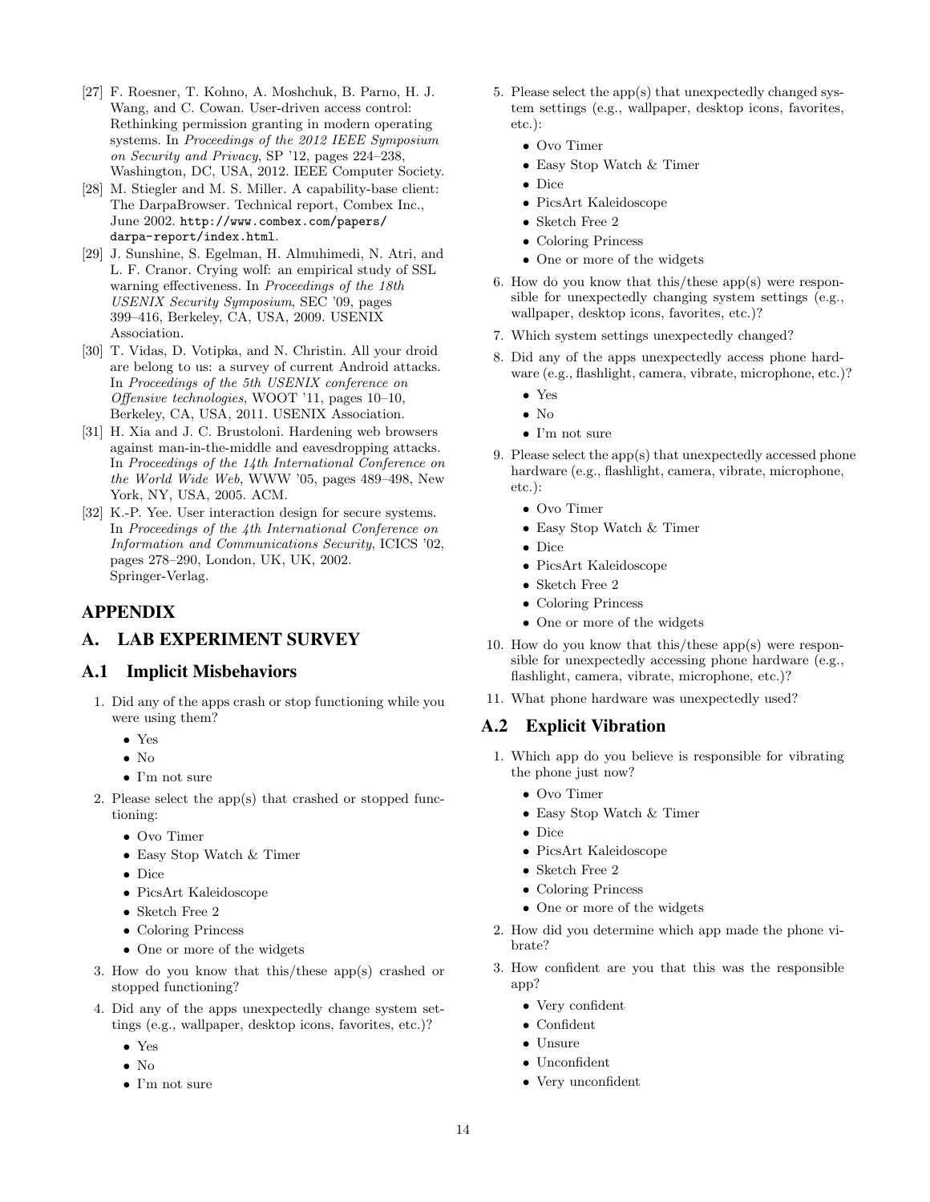[27] F. Roesner, T. Kohno, A. Moshchuk, B. Parno, H. J. Wang, and C. Cowan. User-driven access control: Rethinking permission granting in modern operating systems. In *Proceedings of the 2012 IEEE Symposium on Security and Privacy*, SP '12, pages 224–238, Washington, DC, USA, 2012. IEEE Computer Society.

[28] M. Stiegler and M. S. Miller. A capability-base client: The DarpaBrowser. Technical report, Combex Inc., June 2002. `http://www.combex.com/papers/darpa-report/index.html`.

[29] J. Sunshine, S. Egelman, H. Almuhimedi, N. Atri, and L. F. Cranor. Crying wolf: an empirical study of SSL warning effectiveness. In *Proceedings of the 18th USENIX Security Symposium*, SEC '09, pages 399–416, Berkeley, CA, USA, 2009. USENIX Association.

[30] T. Vidas, D. Votipka, and N. Christin. All your droid are belong to us: a survey of current Android attacks. In *Proceedings of the 5th USENIX conference on Offensive technologies*, WOOT '11, pages 10–10, Berkeley, CA, USA, 2011. USENIX Association.

[31] H. Xia and J. C. Brustoloni. Hardening web browsers against man-in-the-middle and eavesdropping attacks. In *Proceedings of the 14th International Conference on the World Wide Web*, WWW '05, pages 489–498, New York, NY, USA, 2005. ACM.

[32] K.-P. Yee. User interaction design for secure systems. In *Proceedings of the 4th International Conference on Information and Communications Security*, ICICS '02, pages 278–290, London, UK, UK, 2002. Springer-Verlag.

# APPENDIX

# A. LAB EXPERIMENT SURVEY

## A.1 Implicit Misbehaviors

1. Did any of the apps crash or stop functioning while you were using them?
   - Yes
   - No
   - I'm not sure
2. Please select the app(s) that crashed or stopped functioning:
   - Ovo Timer
   - Easy Stop Watch & Timer
   - Dice
   - PicsArt Kaleidoscope
   - Sketch Free 2
   - Coloring Princess
   - One or more of the widgets
3. How do you know that this/these app(s) crashed or stopped functioning?
4. Did any of the apps unexpectedly change system settings (e.g., wallpaper, desktop icons, favorites, etc.)?
   - Yes
   - No
   - I'm not sure
5. Please select the app(s) that unexpectedly changed system settings (e.g., wallpaper, desktop icons, favorites, etc.):
   - Ovo Timer
   - Easy Stop Watch & Timer
   - Dice
   - PicsArt Kaleidoscope
   - Sketch Free 2
   - Coloring Princess
   - One or more of the widgets
6. How do you know that this/these app(s) were responsible for unexpectedly changing system settings (e.g., wallpaper, desktop icons, favorites, etc.)?
7. Which system settings unexpectedly changed?
8. Did any of the apps unexpectedly access phone hardware (e.g., flashlight, camera, vibrate, microphone, etc.)?
   - Yes
   - No
   - I'm not sure
9. Please select the app(s) that unexpectedly accessed phone hardware (e.g., flashlight, camera, vibrate, microphone, etc.):
   - Ovo Timer
   - Easy Stop Watch & Timer
   - Dice
   - PicsArt Kaleidoscope
   - Sketch Free 2
   - Coloring Princess
   - One or more of the widgets
10. How do you know that this/these app(s) were responsible for unexpectedly accessing phone hardware (e.g., flashlight, camera, vibrate, microphone, etc.)?
11. What phone hardware was unexpectedly used?

## A.2 Explicit Vibration

1. Which app do you believe is responsible for vibrating the phone just now?
   - Ovo Timer
   - Easy Stop Watch & Timer
   - Dice
   - PicsArt Kaleidoscope
   - Sketch Free 2
   - Coloring Princess
   - One or more of the widgets
2. How did you determine which app made the phone vibrate?
3. How confident are you that this was the responsible app?
   - Very confident
   - Confident
   - Unsure
   - Unconfident
   - Very unconfident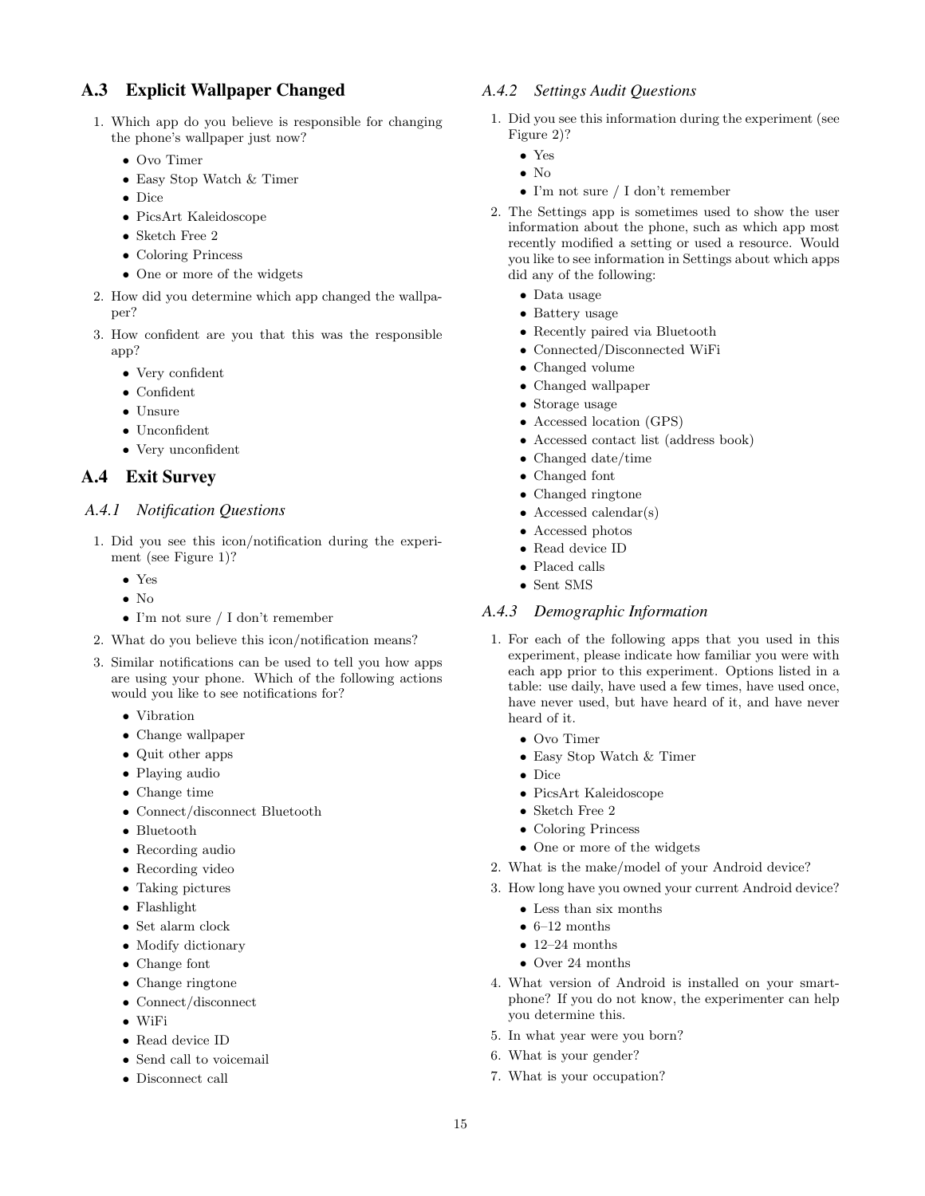## A.3 Explicit Wallpaper Changed

1. Which app do you believe is responsible for changing the phone's wallpaper just now?
   - Ovo Timer
   - Easy Stop Watch & Timer
   - Dice
   - PicsArt Kaleidoscope
   - Sketch Free 2
   - Coloring Princess
   - One or more of the widgets
2. How did you determine which app changed the wallpaper?
3. How confident are you that this was the responsible app?
   - Very confident
   - Confident
   - Unsure
   - Unconfident
   - Very unconfident

## A.4 Exit Survey

### *A.4.1 Notification Questions*

1. Did you see this icon/notification during the experiment (see Figure 1)?
   - Yes
   - No
   - I'm not sure / I don't remember
2. What do you believe this icon/notification means?
3. Similar notifications can be used to tell you how apps are using your phone. Which of the following actions would you like to see notifications for?
   - Vibration
   - Change wallpaper
   - Quit other apps
   - Playing audio
   - Change time
   - Connect/disconnect Bluetooth
   - Bluetooth
   - Recording audio
   - Recording video
   - Taking pictures
   - Flashlight
   - Set alarm clock
   - Modify dictionary
   - Change font
   - Change ringtone
   - Connect/disconnect
   - WiFi
   - Read device ID
   - Send call to voicemail
   - Disconnect call

### *A.4.2 Settings Audit Questions*

1. Did you see this information during the experiment (see Figure 2)?
   - Yes
   - No
   - I'm not sure / I don't remember
2. The Settings app is sometimes used to show the user information about the phone, such as which app most recently modified a setting or used a resource. Would you like to see information in Settings about which apps did any of the following:
   - Data usage
   - Battery usage
   - Recently paired via Bluetooth
   - Connected/Disconnected WiFi
   - Changed volume
   - Changed wallpaper
   - Storage usage
   - Accessed location (GPS)
   - Accessed contact list (address book)
   - Changed date/time
   - Changed font
   - Changed ringtone
   - Accessed calendar(s)
   - Accessed photos
   - Read device ID
   - Placed calls
   - Sent SMS

### *A.4.3 Demographic Information*

1. For each of the following apps that you used in this experiment, please indicate how familiar you were with each app prior to this experiment. Options listed in a table: use daily, have used a few times, have used once, have never used, but have heard of it, and have never heard of it.
   - Ovo Timer
   - Easy Stop Watch & Timer
   - Dice
   - PicsArt Kaleidoscope
   - Sketch Free 2
   - Coloring Princess
   - One or more of the widgets
2. What is the make/model of your Android device?
3. How long have you owned your current Android device?
   - Less than six months
   - 6–12 months
   - 12–24 months
   - Over 24 months
4. What version of Android is installed on your smartphone? If you do not know, the experimenter can help you determine this.
5. In what year were you born?
6. What is your gender?
7. What is your occupation?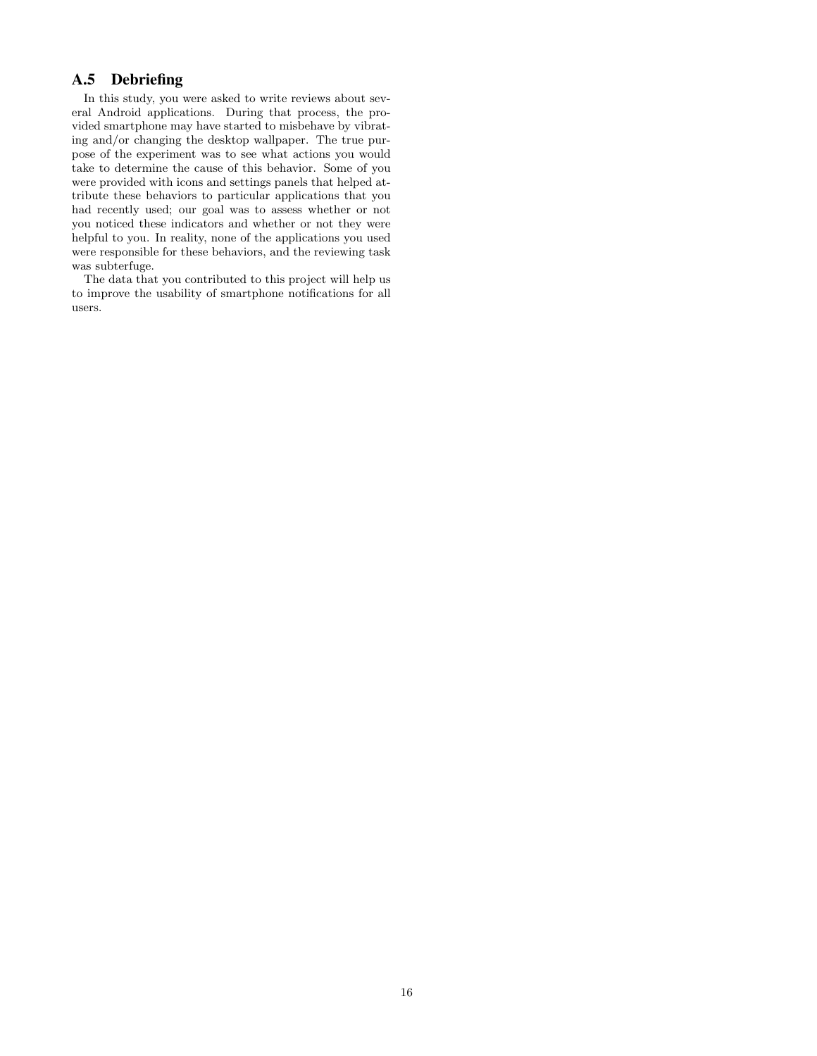## A.5 Debriefing

In this study, you were asked to write reviews about several Android applications. During that process, the provided smartphone may have started to misbehave by vibrating and/or changing the desktop wallpaper. The true purpose of the experiment was to see what actions you would take to determine the cause of this behavior. Some of you were provided with icons and settings panels that helped attribute these behaviors to particular applications that you had recently used; our goal was to assess whether or not you noticed these indicators and whether or not they were helpful to you. In reality, none of the applications you used were responsible for these behaviors, and the reviewing task was subterfuge.

The data that you contributed to this project will help us to improve the usability of smartphone notifications for all users.